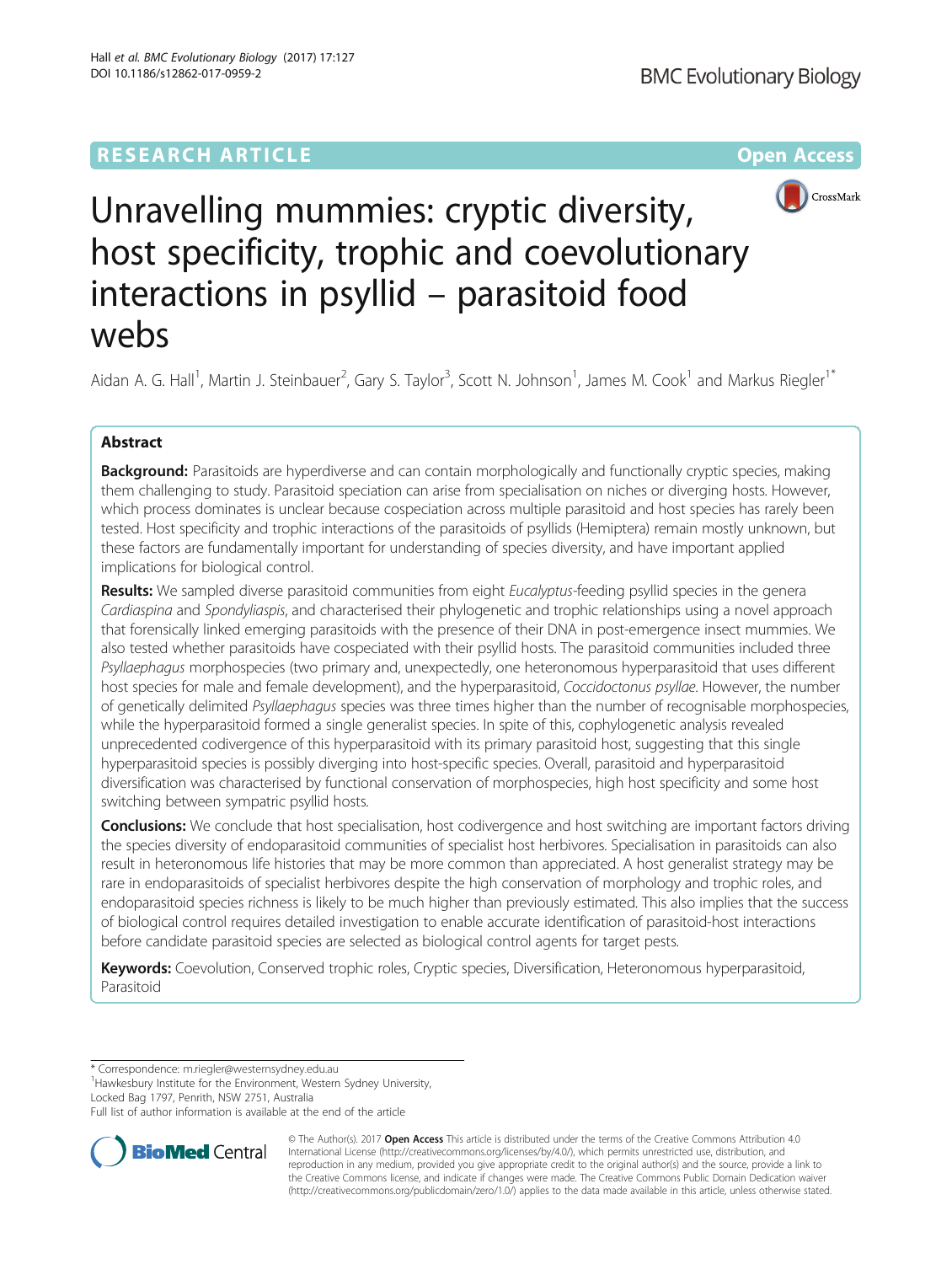RESEARCH ARTICLE

Open Access

# Unravelling mummies: cryptic diversity, host specificity, trophic and coevolutionary interactions in psyllid – parasitoid food webs

Aidan A. G. Hall[1], Martin J. Steinbauer[2], Gary S. Taylor[3], Scott N. Johnson[1], James M. Cook[1] and Markus Riegler[1*]

## Abstract

**Background:** Parasitoids are hyperdiverse and can contain morphologically and functionally cryptic species, making them challenging to study. Parasitoid speciation can arise from specialisation on niches or diverging hosts. However, which process dominates is unclear because cospeciation across multiple parasitoid and host species has rarely been tested. Host specificity and trophic interactions of the parasitoids of psyllids (Hemiptera) remain mostly unknown, but these factors are fundamentally important for understanding of species diversity, and have important applied implications for biological control.

**Results:** We sampled diverse parasitoid communities from eight *Eucalyptus*-feeding psyllid species in the genera *Cardiaspina* and *Spondyliaspis*, and characterised their phylogenetic and trophic relationships using a novel approach that forensically linked emerging parasitoids with the presence of their DNA in post-emergence insect mummies. We also tested whether parasitoids have cospeciated with their psyllid hosts. The parasitoid communities included three *Psyllaephagus* morphospecies (two primary and, unexpectedly, one heteronomous hyperparasitoid that uses different host species for male and female development), and the hyperparasitoid, *Coccidoctonus psyllae*. However, the number of genetically delimited *Psyllaephagus* species was three times higher than the number of recognisable morphospecies, while the hyperparasitoid formed a single generalist species. In spite of this, cophylogenetic analysis revealed unprecedented codivergence of this hyperparasitoid with its primary parasitoid host, suggesting that this single hyperparasitoid species is possibly diverging into host-specific species. Overall, parasitoid and hyperparasitoid diversification was characterised by functional conservation of morphospecies, high host specificity and some host switching between sympatric psyllid hosts.

**Conclusions:** We conclude that host specialisation, host codivergence and host switching are important factors driving the species diversity of endoparasitoid communities of specialist host herbivores. Specialisation in parasitoids can also result in heteronomous life histories that may be more common than appreciated. A host generalist strategy may be rare in endoparasitoids of specialist herbivores despite the high conservation of morphology and trophic roles, and endoparasitoid species richness is likely to be much higher than previously estimated. This also implies that the success of biological control requires detailed investigation to enable accurate identification of parasitoid-host interactions before candidate parasitoid species are selected as biological control agents for target pests.

**Keywords:** Coevolution, Conserved trophic roles, Cryptic species, Diversification, Heteronomous hyperparasitoid, Parasitoid

---

* Correspondence: m.riegler@westernsydney.edu.au
[1]Hawkesbury Institute for the Environment, Western Sydney University, Locked Bag 1797, Penrith, NSW 2751, Australia
Full list of author information is available at the end of the article

© The Author(s). 2017 **Open Access** This article is distributed under the terms of the Creative Commons Attribution 4.0 International License (http://creativecommons.org/licenses/by/4.0/), which permits unrestricted use, distribution, and reproduction in any medium, provided you give appropriate credit to the original author(s) and the source, provide a link to the Creative Commons license, and indicate if changes were made. The Creative Commons Public Domain Dedication waiver (http://creativecommons.org/publicdomain/zero/1.0/) applies to the data made available in this article, unless otherwise stated.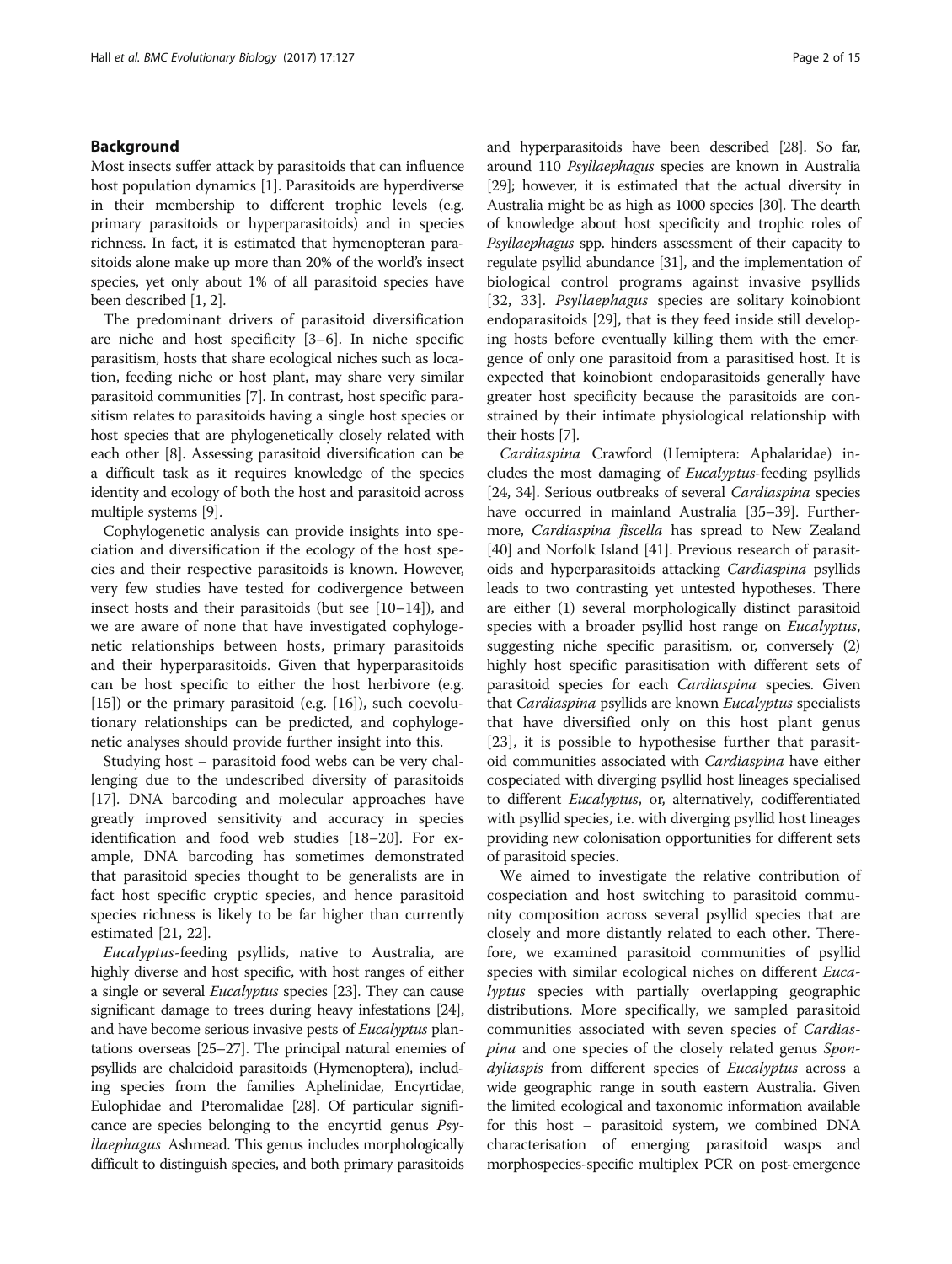## Background

Most insects suffer attack by parasitoids that can influence host population dynamics [1]. Parasitoids are hyperdiverse in their membership to different trophic levels (e.g. primary parasitoids or hyperparasitoids) and in species richness. In fact, it is estimated that hymenopteran parasitoids alone make up more than 20% of the world's insect species, yet only about 1% of all parasitoid species have been described [1, 2].

The predominant drivers of parasitoid diversification are niche and host specificity [3–6]. In niche specific parasitism, hosts that share ecological niches such as location, feeding niche or host plant, may share very similar parasitoid communities [7]. In contrast, host specific parasitism relates to parasitoids having a single host species or host species that are phylogenetically closely related with each other [8]. Assessing parasitoid diversification can be a difficult task as it requires knowledge of the species identity and ecology of both the host and parasitoid across multiple systems [9].

Cophylogenetic analysis can provide insights into speciation and diversification if the ecology of the host species and their respective parasitoids is known. However, very few studies have tested for codivergence between insect hosts and their parasitoids (but see [10–14]), and we are aware of none that have investigated cophylogenetic relationships between hosts, primary parasitoids and their hyperparasitoids. Given that hyperparasitoids can be host specific to either the host herbivore (e.g. [15]) or the primary parasitoid (e.g. [16]), such coevolutionary relationships can be predicted, and cophylogenetic analyses should provide further insight into this.

Studying host – parasitoid food webs can be very challenging due to the undescribed diversity of parasitoids [17]. DNA barcoding and molecular approaches have greatly improved sensitivity and accuracy in species identification and food web studies [18–20]. For example, DNA barcoding has sometimes demonstrated that parasitoid species thought to be generalists are in fact host specific cryptic species, and hence parasitoid species richness is likely to be far higher than currently estimated [21, 22].

*Eucalyptus*-feeding psyllids, native to Australia, are highly diverse and host specific, with host ranges of either a single or several *Eucalyptus* species [23]. They can cause significant damage to trees during heavy infestations [24], and have become serious invasive pests of *Eucalyptus* plantations overseas [25–27]. The principal natural enemies of psyllids are chalcidoid parasitoids (Hymenoptera), including species from the families Aphelinidae, Encyrtidae, Eulophidae and Pteromalidae [28]. Of particular significance are species belonging to the encyrtid genus *Psyllaephagus* Ashmead. This genus includes morphologically difficult to distinguish species, and both primary parasitoids and hyperparasitoids have been described [28]. So far, around 110 *Psyllaephagus* species are known in Australia [29]; however, it is estimated that the actual diversity in Australia might be as high as 1000 species [30]. The dearth of knowledge about host specificity and trophic roles of *Psyllaephagus* spp. hinders assessment of their capacity to regulate psyllid abundance [31], and the implementation of biological control programs against invasive psyllids [32, 33]. *Psyllaephagus* species are solitary koinobiont endoparasitoids [29], that is they feed inside still developing hosts before eventually killing them with the emergence of only one parasitoid from a parasitised host. It is expected that koinobiont endoparasitoids generally have greater host specificity because the parasitoids are constrained by their intimate physiological relationship with their hosts [7].

*Cardiaspina* Crawford (Hemiptera: Aphalaridae) includes the most damaging of *Eucalyptus*-feeding psyllids [24, 34]. Serious outbreaks of several *Cardiaspina* species have occurred in mainland Australia [35–39]. Furthermore, *Cardiaspina fiscella* has spread to New Zealand [40] and Norfolk Island [41]. Previous research of parasitoids and hyperparasitoids attacking *Cardiaspina* psyllids leads to two contrasting yet untested hypotheses. There are either (1) several morphologically distinct parasitoid species with a broader psyllid host range on *Eucalyptus*, suggesting niche specific parasitism, or, conversely (2) highly host specific parasitisation with different sets of parasitoid species for each *Cardiaspina* species. Given that *Cardiaspina* psyllids are known *Eucalyptus* specialists that have diversified only on this host plant genus [23], it is possible to hypothesise further that parasitoid communities associated with *Cardiaspina* have either cospeciated with diverging psyllid host lineages specialised to different *Eucalyptus*, or, alternatively, codifferentiated with psyllid species, i.e. with diverging psyllid host lineages providing new colonisation opportunities for different sets of parasitoid species.

We aimed to investigate the relative contribution of cospeciation and host switching to parasitoid community composition across several psyllid species that are closely and more distantly related to each other. Therefore, we examined parasitoid communities of psyllid species with similar ecological niches on different *Eucalyptus* species with partially overlapping geographic distributions. More specifically, we sampled parasitoid communities associated with seven species of *Cardiaspina* and one species of the closely related genus *Spondyliaspis* from different species of *Eucalyptus* across a wide geographic range in south eastern Australia. Given the limited ecological and taxonomic information available for this host – parasitoid system, we combined DNA characterisation of emerging parasitoid wasps and morphospecies-specific multiplex PCR on post-emergence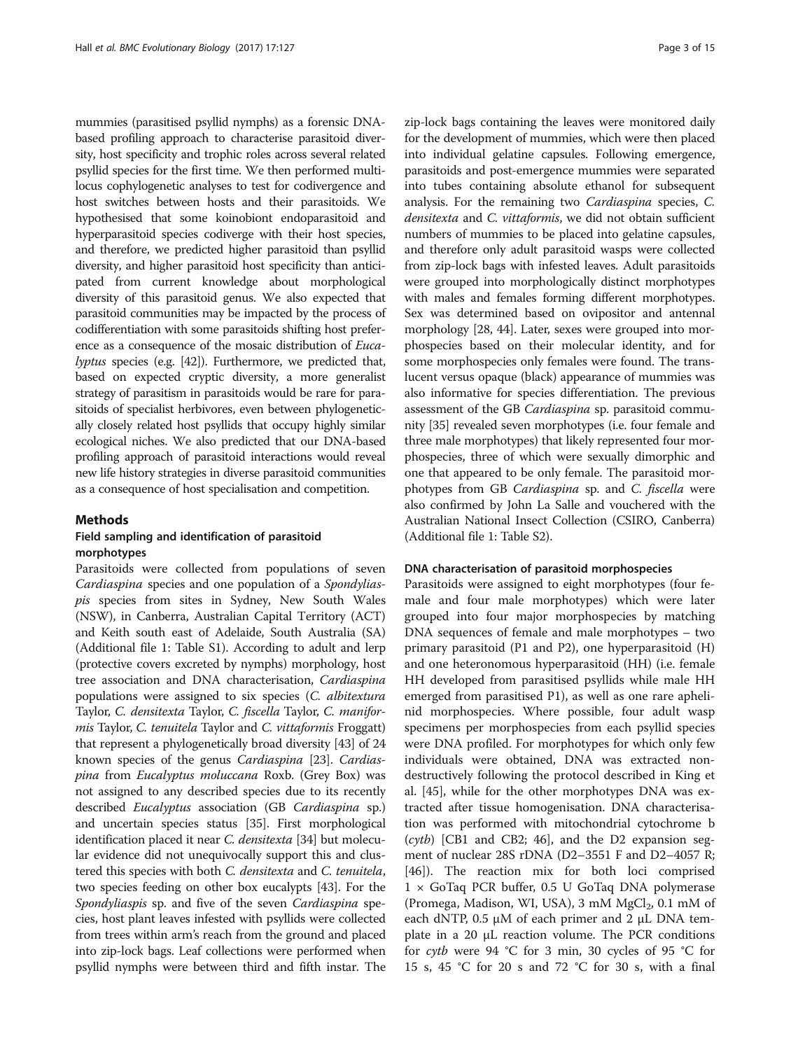mummies (parasitised psyllid nymphs) as a forensic DNA-based profiling approach to characterise parasitoid diversity, host specificity and trophic roles across several related psyllid species for the first time. We then performed multi-locus cophylogenetic analyses to test for codivergence and host switches between hosts and their parasitoids. We hypothesised that some koinobiont endoparasitoid and hyperparasitoid species codiverge with their host species, and therefore, we predicted higher parasitoid than psyllid diversity, and higher parasitoid host specificity than anticipated from current knowledge about morphological diversity of this parasitoid genus. We also expected that parasitoid communities may be impacted by the process of codifferentiation with some parasitoids shifting host preference as a consequence of the mosaic distribution of *Eucalyptus* species (e.g. [42]). Furthermore, we predicted that, based on expected cryptic diversity, a more generalist strategy of parasitism in parasitoids would be rare for parasitoids of specialist herbivores, even between phylogenetically closely related host psyllids that occupy highly similar ecological niches. We also predicted that our DNA-based profiling approach of parasitoid interactions would reveal new life history strategies in diverse parasitoid communities as a consequence of host specialisation and competition.

## Methods

### Field sampling and identification of parasitoid morphotypes

Parasitoids were collected from populations of seven *Cardiaspina* species and one population of a *Spondyliaspis* species from sites in Sydney, New South Wales (NSW), in Canberra, Australian Capital Territory (ACT) and Keith south east of Adelaide, South Australia (SA) (Additional file 1: Table S1). According to adult and lerp (protective covers excreted by nymphs) morphology, host tree association and DNA characterisation, *Cardiaspina* populations were assigned to six species (*C. albitextura* Taylor, *C. densitexta* Taylor, *C. fiscella* Taylor, *C. maniformis* Taylor, *C. tenuitela* Taylor and *C. vittaformis* Froggatt) that represent a phylogenetically broad diversity [43] of 24 known species of the genus *Cardiaspina* [23]. *Cardiaspina* from *Eucalyptus moluccana* Roxb. (Grey Box) was not assigned to any described species due to its recently described *Eucalyptus* association (GB *Cardiaspina* sp.) and uncertain species status [35]. First morphological identification placed it near *C. densitexta* [34] but molecular evidence did not unequivocally support this and clustered this species with both *C. densitexta* and *C. tenuitela*, two species feeding on other box eucalypts [43]. For the *Spondyliaspis* sp. and five of the seven *Cardiaspina* species, host plant leaves infested with psyllids were collected from trees within arm's reach from the ground and placed into zip-lock bags. Leaf collections were performed when psyllid nymphs were between third and fifth instar. The zip-lock bags containing the leaves were monitored daily for the development of mummies, which were then placed into individual gelatine capsules. Following emergence, parasitoids and post-emergence mummies were separated into tubes containing absolute ethanol for subsequent analysis. For the remaining two *Cardiaspina* species, *C. densitexta* and *C. vittaformis*, we did not obtain sufficient numbers of mummies to be placed into gelatine capsules, and therefore only adult parasitoid wasps were collected from zip-lock bags with infested leaves. Adult parasitoids were grouped into morphologically distinct morphotypes with males and females forming different morphotypes. Sex was determined based on ovipositor and antennal morphology [28, 44]. Later, sexes were grouped into morphospecies based on their molecular identity, and for some morphospecies only females were found. The translucent versus opaque (black) appearance of mummies was also informative for species differentiation. The previous assessment of the GB *Cardiaspina* sp. parasitoid community [35] revealed seven morphotypes (i.e. four female and three male morphotypes) that likely represented four morphospecies, three of which were sexually dimorphic and one that appeared to be only female. The parasitoid morphotypes from GB *Cardiaspina* sp. and *C. fiscella* were also confirmed by John La Salle and vouchered with the Australian National Insect Collection (CSIRO, Canberra) (Additional file 1: Table S2).

### DNA characterisation of parasitoid morphospecies

Parasitoids were assigned to eight morphotypes (four female and four male morphotypes) which were later grouped into four major morphospecies by matching DNA sequences of female and male morphotypes – two primary parasitoid (P1 and P2), one hyperparasitoid (H) and one heteronomous hyperparasitoid (HH) (i.e. female HH developed from parasitised psyllids while male HH emerged from parasitised P1), as well as one rare aphelinid morphospecies. Where possible, four adult wasp specimens per morphospecies from each psyllid species were DNA profiled. For morphotypes for which only few individuals were obtained, DNA was extracted non-destructively following the protocol described in King et al. [45], while for the other morphotypes DNA was extracted after tissue homogenisation. DNA characterisation was performed with mitochondrial cytochrome b (*cytb*) [CB1 and CB2; 46], and the D2 expansion segment of nuclear 28S rDNA (D2–3551 F and D2–4057 R; [46]). The reaction mix for both loci comprised 1 × GoTaq PCR buffer, 0.5 U GoTaq DNA polymerase (Promega, Madison, WI, USA), 3 mM $MgCl_2$, 0.1 mM of each dNTP, 0.5 μM of each primer and 2 μL DNA template in a 20 μL reaction volume. The PCR conditions for *cytb* were 94 °C for 3 min, 30 cycles of 95 °C for 15 s, 45 °C for 20 s and 72 °C for 30 s, with a final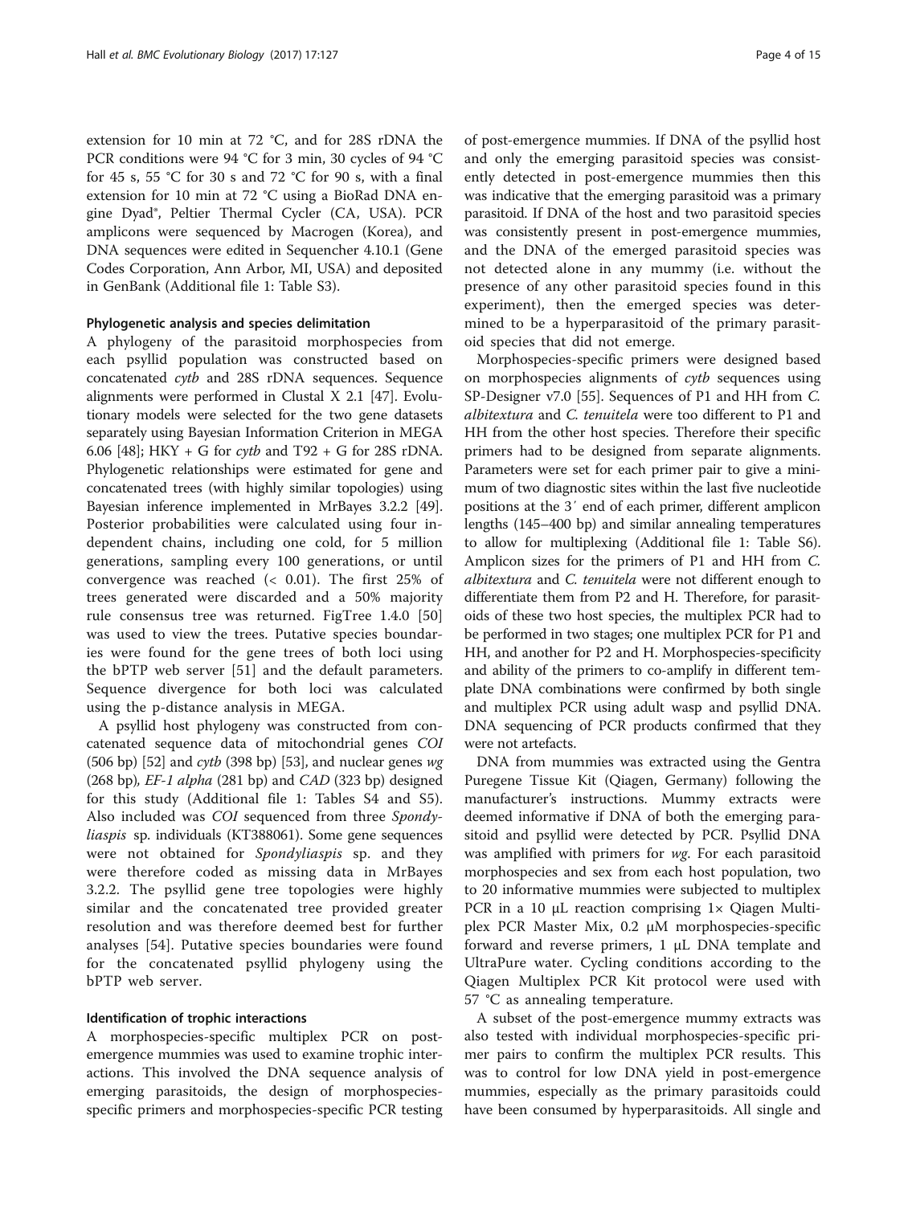extension for 10 min at 72 °C, and for 28S rDNA the PCR conditions were 94 °C for 3 min, 30 cycles of 94 °C for 45 s, 55 °C for 30 s and 72 °C for 90 s, with a final extension for 10 min at 72 °C using a BioRad DNA engine Dyad®, Peltier Thermal Cycler (CA, USA). PCR amplicons were sequenced by Macrogen (Korea), and DNA sequences were edited in Sequencher 4.10.1 (Gene Codes Corporation, Ann Arbor, MI, USA) and deposited in GenBank (Additional file 1: Table S3).

#### Phylogenetic analysis and species delimitation

A phylogeny of the parasitoid morphospecies from each psyllid population was constructed based on concatenated *cytb* and 28S rDNA sequences. Sequence alignments were performed in Clustal X 2.1 [47]. Evolutionary models were selected for the two gene datasets separately using Bayesian Information Criterion in MEGA 6.06 [48]; HKY + G for *cytb* and T92 + G for 28S rDNA. Phylogenetic relationships were estimated for gene and concatenated trees (with highly similar topologies) using Bayesian inference implemented in MrBayes 3.2.2 [49]. Posterior probabilities were calculated using four independent chains, including one cold, for 5 million generations, sampling every 100 generations, or until convergence was reached (< 0.01). The first 25% of trees generated were discarded and a 50% majority rule consensus tree was returned. FigTree 1.4.0 [50] was used to view the trees. Putative species boundaries were found for the gene trees of both loci using the bPTP web server [51] and the default parameters. Sequence divergence for both loci was calculated using the p-distance analysis in MEGA.

A psyllid host phylogeny was constructed from concatenated sequence data of mitochondrial genes *COI* (506 bp) [52] and *cytb* (398 bp) [53], and nuclear genes *wg* (268 bp), *EF-1 alpha* (281 bp) and *CAD* (323 bp) designed for this study (Additional file 1: Tables S4 and S5). Also included was *COI* sequenced from three *Spondyliaspis* sp. individuals (KT388061). Some gene sequences were not obtained for *Spondyliaspis* sp. and they were therefore coded as missing data in MrBayes 3.2.2. The psyllid gene tree topologies were highly similar and the concatenated tree provided greater resolution and was therefore deemed best for further analyses [54]. Putative species boundaries were found for the concatenated psyllid phylogeny using the bPTP web server.

#### Identification of trophic interactions

A morphospecies-specific multiplex PCR on post-emergence mummies was used to examine trophic interactions. This involved the DNA sequence analysis of emerging parasitoids, the design of morphospecies-specific primers and morphospecies-specific PCR testing of post-emergence mummies. If DNA of the psyllid host and only the emerging parasitoid species was consistently detected in post-emergence mummies then this was indicative that the emerging parasitoid was a primary parasitoid. If DNA of the host and two parasitoid species was consistently present in post-emergence mummies, and the DNA of the emerged parasitoid species was not detected alone in any mummy (i.e. without the presence of any other parasitoid species found in this experiment), then the emerged species was determined to be a hyperparasitoid of the primary parasitoid species that did not emerge.

Morphospecies-specific primers were designed based on morphospecies alignments of *cytb* sequences using SP-Designer v7.0 [55]. Sequences of P1 and HH from *C. albitextura* and *C. tenuitela* were too different to P1 and HH from the other host species. Therefore their specific primers had to be designed from separate alignments. Parameters were set for each primer pair to give a minimum of two diagnostic sites within the last five nucleotide positions at the 3′ end of each primer, different amplicon lengths (145–400 bp) and similar annealing temperatures to allow for multiplexing (Additional file 1: Table S6). Amplicon sizes for the primers of P1 and HH from *C. albitextura* and *C. tenuitela* were not different enough to differentiate them from P2 and H. Therefore, for parasitoids of these two host species, the multiplex PCR had to be performed in two stages; one multiplex PCR for P1 and HH, and another for P2 and H. Morphospecies-specificity and ability of the primers to co-amplify in different template DNA combinations were confirmed by both single and multiplex PCR using adult wasp and psyllid DNA. DNA sequencing of PCR products confirmed that they were not artefacts.

DNA from mummies was extracted using the Gentra Puregene Tissue Kit (Qiagen, Germany) following the manufacturer's instructions. Mummy extracts were deemed informative if DNA of both the emerging parasitoid and psyllid were detected by PCR. Psyllid DNA was amplified with primers for *wg*. For each parasitoid morphospecies and sex from each host population, two to 20 informative mummies were subjected to multiplex PCR in a 10 μL reaction comprising 1× Qiagen Multiplex PCR Master Mix, 0.2 μM morphospecies-specific forward and reverse primers, 1 μL DNA template and UltraPure water. Cycling conditions according to the Qiagen Multiplex PCR Kit protocol were used with 57 °C as annealing temperature.

A subset of the post-emergence mummy extracts was also tested with individual morphospecies-specific primer pairs to confirm the multiplex PCR results. This was to control for low DNA yield in post-emergence mummies, especially as the primary parasitoids could have been consumed by hyperparasitoids. All single and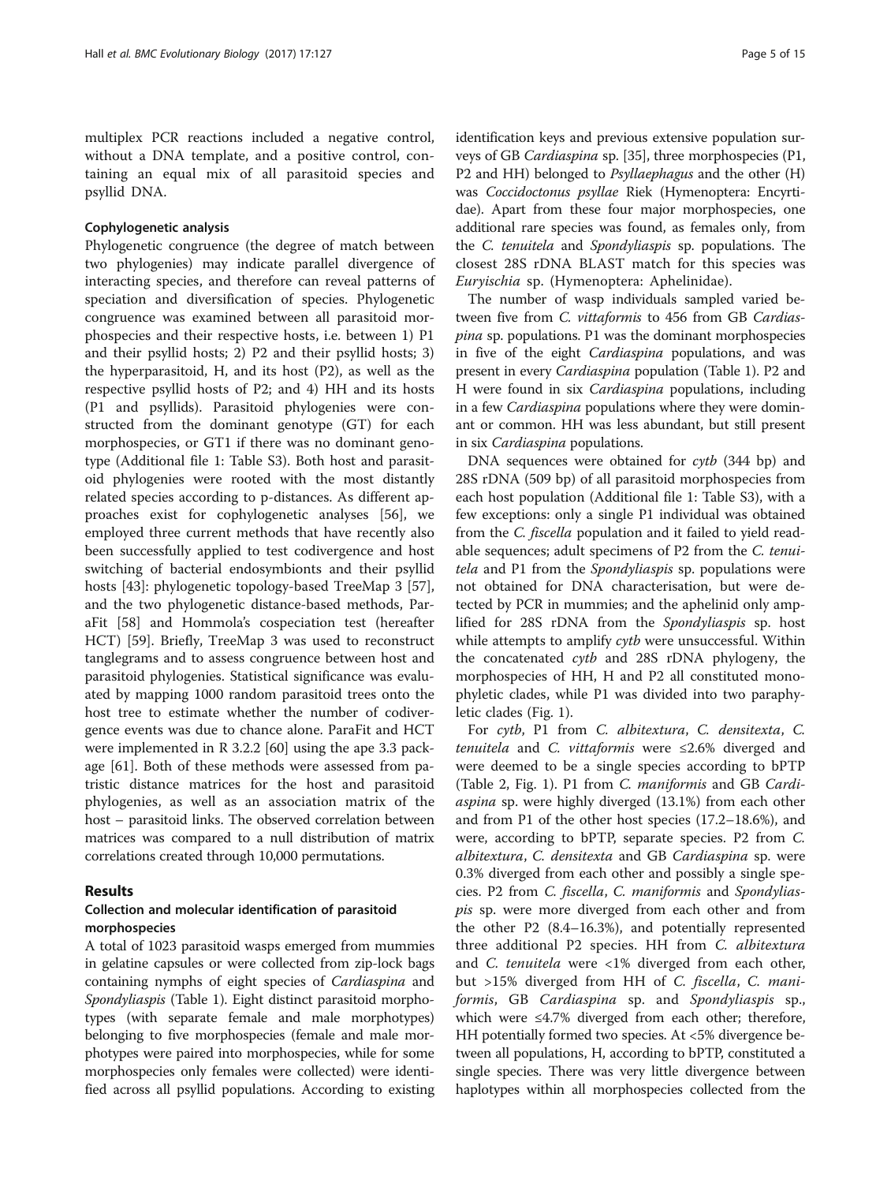multiplex PCR reactions included a negative control, without a DNA template, and a positive control, containing an equal mix of all parasitoid species and psyllid DNA.

### Cophylogenetic analysis

Phylogenetic congruence (the degree of match between two phylogenies) may indicate parallel divergence of interacting species, and therefore can reveal patterns of speciation and diversification of species. Phylogenetic congruence was examined between all parasitoid morphospecies and their respective hosts, i.e. between 1) P1 and their psyllid hosts; 2) P2 and their psyllid hosts; 3) the hyperparasitoid, H, and its host (P2), as well as the respective psyllid hosts of P2; and 4) HH and its hosts (P1 and psyllids). Parasitoid phylogenies were constructed from the dominant genotype (GT) for each morphospecies, or GT1 if there was no dominant genotype (Additional file 1: Table S3). Both host and parasitoid phylogenies were rooted with the most distantly related species according to p-distances. As different approaches exist for cophylogenetic analyses [56], we employed three current methods that have recently also been successfully applied to test codivergence and host switching of bacterial endosymbionts and their psyllid hosts [43]: phylogenetic topology-based TreeMap 3 [57], and the two phylogenetic distance-based methods, ParaFit [58] and Hommola's cospeciation test (hereafter HCT) [59]. Briefly, TreeMap 3 was used to reconstruct tanglegrams and to assess congruence between host and parasitoid phylogenies. Statistical significance was evaluated by mapping 1000 random parasitoid trees onto the host tree to estimate whether the number of codivergence events was due to chance alone. ParaFit and HCT were implemented in R 3.2.2 [60] using the ape 3.3 package [61]. Both of these methods were assessed from patristic distance matrices for the host and parasitoid phylogenies, as well as an association matrix of the host – parasitoid links. The observed correlation between matrices was compared to a null distribution of matrix correlations created through 10,000 permutations.

## Results

### Collection and molecular identification of parasitoid morphospecies

A total of 1023 parasitoid wasps emerged from mummies in gelatine capsules or were collected from zip-lock bags containing nymphs of eight species of *Cardiaspina* and *Spondyliaspis* (Table 1). Eight distinct parasitoid morphotypes (with separate female and male morphotypes) belonging to five morphospecies (female and male morphotypes were paired into morphospecies, while for some morphospecies only females were collected) were identified across all psyllid populations. According to existing identification keys and previous extensive population surveys of GB *Cardiaspina* sp. [35], three morphospecies (P1, P2 and HH) belonged to *Psyllaephagus* and the other (H) was *Coccidoctonus psyllae* Riek (Hymenoptera: Encyrtidae). Apart from these four major morphospecies, one additional rare species was found, as females only, from the *C. tenuitela* and *Spondyliaspis* sp. populations. The closest 28S rDNA BLAST match for this species was *Euryischia* sp. (Hymenoptera: Aphelinidae).

The number of wasp individuals sampled varied between five from *C. vittaformis* to 456 from GB *Cardiaspina* sp. populations. P1 was the dominant morphospecies in five of the eight *Cardiaspina* populations, and was present in every *Cardiaspina* population (Table 1). P2 and H were found in six *Cardiaspina* populations, including in a few *Cardiaspina* populations where they were dominant or common. HH was less abundant, but still present in six *Cardiaspina* populations.

DNA sequences were obtained for *cytb* (344 bp) and 28S rDNA (509 bp) of all parasitoid morphospecies from each host population (Additional file 1: Table S3), with a few exceptions: only a single P1 individual was obtained from the *C. fiscella* population and it failed to yield readable sequences; adult specimens of P2 from the *C. tenuitela* and P1 from the *Spondyliaspis* sp. populations were not obtained for DNA characterisation, but were detected by PCR in mummies; and the aphelinid only amplified for 28S rDNA from the *Spondyliaspis* sp. host while attempts to amplify *cytb* were unsuccessful. Within the concatenated *cytb* and 28S rDNA phylogeny, the morphospecies of HH, H and P2 all constituted monophyletic clades, while P1 was divided into two paraphyletic clades (Fig. 1).

For *cytb*, P1 from *C. albitextura*, *C. densitexta*, *C. tenuitela* and *C. vittaformis* were ≤2.6% diverged and were deemed to be a single species according to bPTP (Table 2, Fig. 1). P1 from *C. maniformis* and GB *Cardiaspina* sp. were highly diverged (13.1%) from each other and from P1 of the other host species (17.2–18.6%), and were, according to bPTP, separate species. P2 from *C. albitextura*, *C. densitexta* and GB *Cardiaspina* sp. were 0.3% diverged from each other and possibly a single species. P2 from *C. fiscella*, *C. maniformis* and *Spondyliaspis* sp. were more diverged from each other and from the other P2 (8.4–16.3%), and potentially represented three additional P2 species. HH from *C. albitextura* and *C. tenuitela* were <1% diverged from each other, but >15% diverged from HH of *C. fiscella*, *C. maniformis*, GB *Cardiaspina* sp. and *Spondyliaspis* sp., which were ≤4.7% diverged from each other; therefore, HH potentially formed two species. At <5% divergence between all populations, H, according to bPTP, constituted a single species. There was very little divergence between haplotypes within all morphospecies collected from the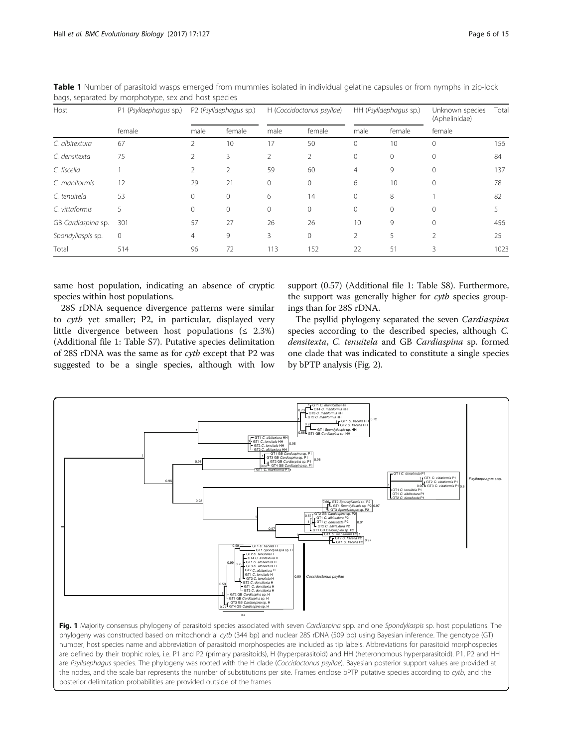**Table 1** Number of parasitoid wasps emerged from mummies isolated in individual gelatine capsules or from nymphs in zip-lock bags, separated by morphotype, sex and host species

| Host | P1 (*Psyllaephagus* sp.) | P2 (*Psyllaephagus* sp.) | | H (*Coccidoctonus psyllae*) | | HH (*Psyllaephagus* sp.) | | Unknown species (Aphelinidae) | Total |
|---|---|---|---|---|---|---|---|---|---|
| | female | male | female | male | female | male | female | female | |
| *C. albitextura* | 67 | 2 | 10 | 17 | 50 | 0 | 10 | 0 | 156 |
| *C. densitexta* | 75 | 2 | 3 | 2 | 2 | 0 | 0 | 0 | 84 |
| *C. fiscella* | 1 | 2 | 2 | 59 | 60 | 4 | 9 | 0 | 137 |
| *C. maniformis* | 12 | 29 | 21 | 0 | 0 | 6 | 10 | 0 | 78 |
| *C. tenuitela* | 53 | 0 | 0 | 6 | 14 | 0 | 8 | 1 | 82 |
| *C. vittaformis* | 5 | 0 | 0 | 0 | 0 | 0 | 0 | 0 | 5 |
| GB *Cardiaspina* sp. | 301 | 57 | 27 | 26 | 26 | 10 | 9 | 0 | 456 |
| *Spondyliaspis* sp. | 0 | 4 | 9 | 3 | 0 | 2 | 5 | 2 | 25 |
| Total | 514 | 96 | 72 | 113 | 152 | 22 | 51 | 3 | 1023 |

same host population, indicating an absence of cryptic species within host populations.

28S rDNA sequence divergence patterns were similar to *cytb* yet smaller; P2, in particular, displayed very little divergence between host populations (≤ 2.3%) (Additional file 1: Table S7). Putative species delimitation of 28S rDNA was the same as for *cytb* except that P2 was suggested to be a single species, although with low support (0.57) (Additional file 1: Table S8). Furthermore, the support was generally higher for *cytb* species groupings than for 28S rDNA.

The psyllid phylogeny separated the seven *Cardiaspina* species according to the described species, although *C. densitexta*, *C. tenuitela* and GB *Cardiaspina* sp. formed one clade that was indicated to constitute a single species by bPTP analysis (Fig. 2).

**Fig. 1** Majority consensus phylogeny of parasitoid species associated with seven *Cardiaspina* spp. and one *Spondyliaspis* sp. host populations. The phylogeny was constructed based on mitochondrial *cytb* (344 bp) and nuclear 28S rDNA (509 bp) using Bayesian inference. The genotype (GT) number, host species name and abbreviation of parasitoid morphospecies are included as tip labels. Abbreviations for parasitoid morphospecies are defined by their trophic roles, i.e. P1 and P2 (primary parasitoids), H (hyperparasitoid) and HH (heteronomous hyperparasitoid). P1, P2 and HH are *Psyllaephagus* species. The phylogeny was rooted with the H clade (*Coccidoctonus psyllae*). Bayesian posterior support values are provided at the nodes, and the scale bar represents the number of substitutions per site. Frames enclose bPTP putative species according to *cytb*, and the posterior delimitation probabilities are provided outside of the frames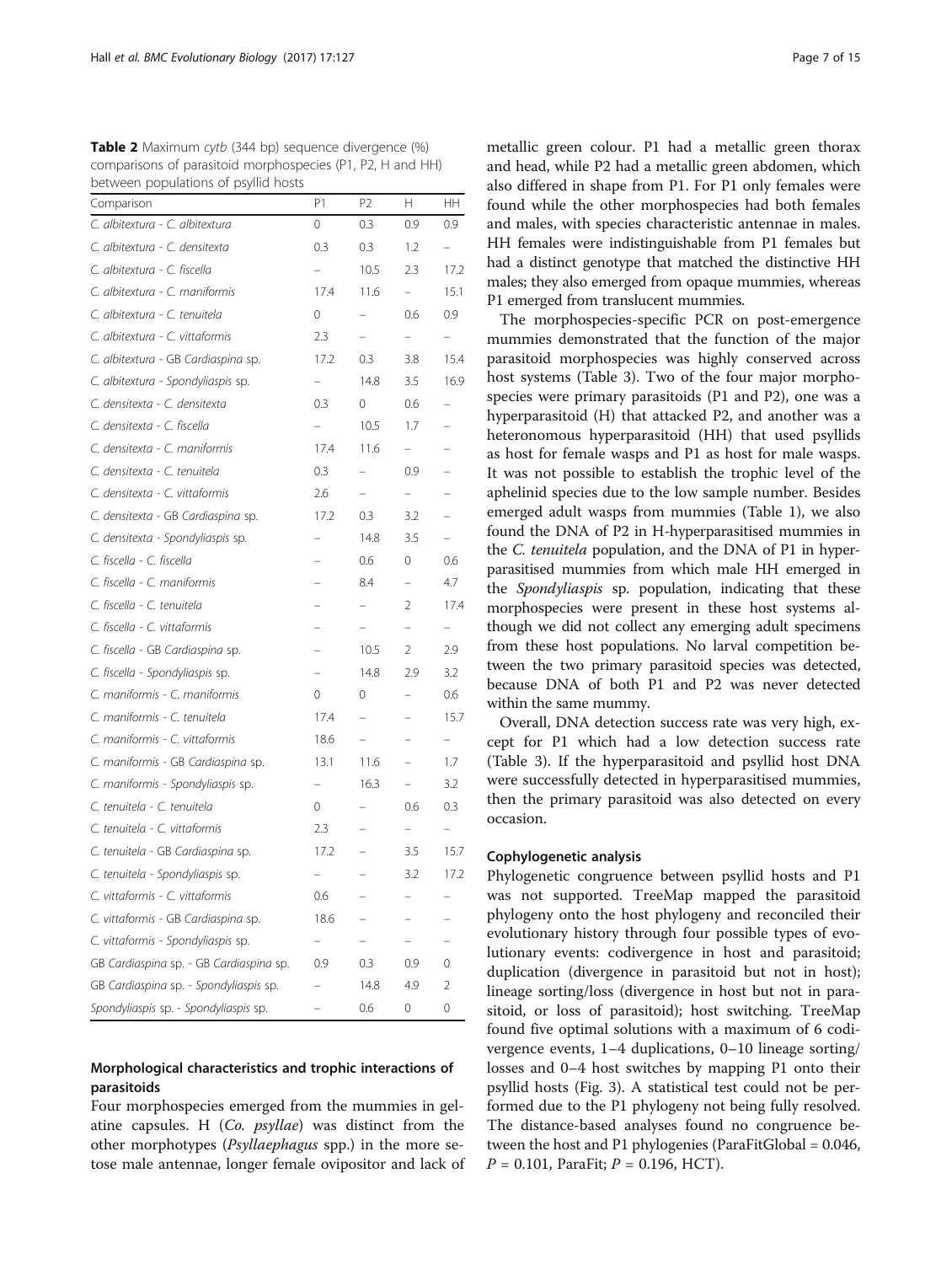**Table 2** Maximum *cytb* (344 bp) sequence divergence (%) comparisons of parasitoid morphospecies (P1, P2, H and HH) between populations of psyllid hosts

| Comparison | P1 | P2 | H | HH |
|---|---|---|---|---|
| *C. albitextura* - *C. albitextura* | 0 | 0.3 | 0.9 | 0.9 |
| *C. albitextura* - *C. densitexta* | 0.3 | 0.3 | 1.2 | – |
| *C. albitextura* - *C. fiscella* | – | 10.5 | 2.3 | 17.2 |
| *C. albitextura* - *C. maniformis* | 17.4 | 11.6 | – | 15.1 |
| *C. albitextura* - *C. tenuitela* | 0 | – | 0.6 | 0.9 |
| *C. albitextura* - *C. vittaformis* | 2.3 | – | – | – |
| *C. albitextura* - GB *Cardiaspina* sp. | 17.2 | 0.3 | 3.8 | 15.4 |
| *C. albitextura* - *Spondyliaspis* sp. | – | 14.8 | 3.5 | 16.9 |
| *C. densitexta* - *C. densitexta* | 0.3 | 0 | 0.6 | – |
| *C. densitexta* - *C. fiscella* | – | 10.5 | 1.7 | – |
| *C. densitexta* - *C. maniformis* | 17.4 | 11.6 | – | – |
| *C. densitexta* - *C. tenuitela* | 0.3 | – | 0.9 | – |
| *C. densitexta* - *C. vittaformis* | 2.6 | – | – | – |
| *C. densitexta* - GB *Cardiaspina* sp. | 17.2 | 0.3 | 3.2 | – |
| *C. densitexta* - *Spondyliaspis* sp. | – | 14.8 | 3.5 | – |
| *C. fiscella* - *C. fiscella* | – | 0.6 | 0 | 0.6 |
| *C. fiscella* - *C. maniformis* | – | 8.4 | – | 4.7 |
| *C. fiscella* - *C. tenuitela* | – | – | 2 | 17.4 |
| *C. fiscella* - *C. vittaformis* | – | – | – | – |
| *C. fiscella* - GB *Cardiaspina* sp. | – | 10.5 | 2 | 2.9 |
| *C. fiscella* - *Spondyliaspis* sp. | – | 14.8 | 2.9 | 3.2 |
| *C. maniformis* - *C. maniformis* | 0 | 0 | – | 0.6 |
| *C. maniformis* - *C. tenuitela* | 17.4 | – | – | 15.7 |
| *C. maniformis* - *C. vittaformis* | 18.6 | – | – | – |
| *C. maniformis* - GB *Cardiaspina* sp. | 13.1 | 11.6 | – | 1.7 |
| *C. maniformis* - *Spondyliaspis* sp. | – | 16.3 | – | 3.2 |
| *C. tenuitela* - *C. tenuitela* | 0 | – | 0.6 | 0.3 |
| *C. tenuitela* - *C. vittaformis* | 2.3 | – | – | – |
| *C. tenuitela* - GB *Cardiaspina* sp. | 17.2 | – | 3.5 | 15.7 |
| *C. tenuitela* - *Spondyliaspis* sp. | – | – | 3.2 | 17.2 |
| *C. vittaformis* - *C. vittaformis* | 0.6 | – | – | – |
| *C. vittaformis* - GB *Cardiaspina* sp. | 18.6 | – | – | – |
| *C. vittaformis* - *Spondyliaspis* sp. | – | – | – | – |
| GB *Cardiaspina* sp. - GB *Cardiaspina* sp. | 0.9 | 0.3 | 0.9 | 0 |
| GB *Cardiaspina* sp. - *Spondyliaspis* sp. | – | 14.8 | 4.9 | 2 |
| *Spondyliaspis* sp. - *Spondyliaspis* sp. | – | 0.6 | 0 | 0 |

### Morphological characteristics and trophic interactions of parasitoids

Four morphospecies emerged from the mummies in gelatine capsules. H (*Co. psyllae*) was distinct from the other morphotypes (*Psyllaephagus* spp.) in the more setose male antennae, longer female ovipositor and lack of metallic green colour. P1 had a metallic green thorax and head, while P2 had a metallic green abdomen, which also differed in shape from P1. For P1 only females were found while the other morphospecies had both females and males, with species characteristic antennae in males. HH females were indistinguishable from P1 females but had a distinct genotype that matched the distinctive HH males; they also emerged from opaque mummies, whereas P1 emerged from translucent mummies.

The morphospecies-specific PCR on post-emergence mummies demonstrated that the function of the major parasitoid morphospecies was highly conserved across host systems (Table 3). Two of the four major morphospecies were primary parasitoids (P1 and P2), one was a hyperparasitoid (H) that attacked P2, and another was a heteronomous hyperparasitoid (HH) that used psyllids as host for female wasps and P1 as host for male wasps. It was not possible to establish the trophic level of the aphelinid species due to the low sample number. Besides emerged adult wasps from mummies (Table 1), we also found the DNA of P2 in H-hyperparasitised mummies in the *C. tenuitela* population, and the DNA of P1 in hyperparasitised mummies from which male HH emerged in the *Spondyliaspis* sp. population, indicating that these morphospecies were present in these host systems although we did not collect any emerging adult specimens from these host populations. No larval competition between the two primary parasitoid species was detected, because DNA of both P1 and P2 was never detected within the same mummy.

Overall, DNA detection success rate was very high, except for P1 which had a low detection success rate (Table 3). If the hyperparasitoid and psyllid host DNA were successfully detected in hyperparasitised mummies, then the primary parasitoid was also detected on every occasion.

### Cophylogenetic analysis

Phylogenetic congruence between psyllid hosts and P1 was not supported. TreeMap mapped the parasitoid phylogeny onto the host phylogeny and reconciled their evolutionary history through four possible types of evolutionary events: codivergence in host and parasitoid; duplication (divergence in parasitoid but not in host); lineage sorting/loss (divergence in host but not in parasitoid, or loss of parasitoid); host switching. TreeMap found five optimal solutions with a maximum of 6 codivergence events, 1–4 duplications, 0–10 lineage sorting/losses and 0–4 host switches by mapping P1 onto their psyllid hosts (Fig. 3). A statistical test could not be performed due to the P1 phylogeny not being fully resolved. The distance-based analyses found no congruence between the host and P1 phylogenies (ParaFitGlobal = 0.046, $P = 0.101$, ParaFit; $P = 0.196$, HCT).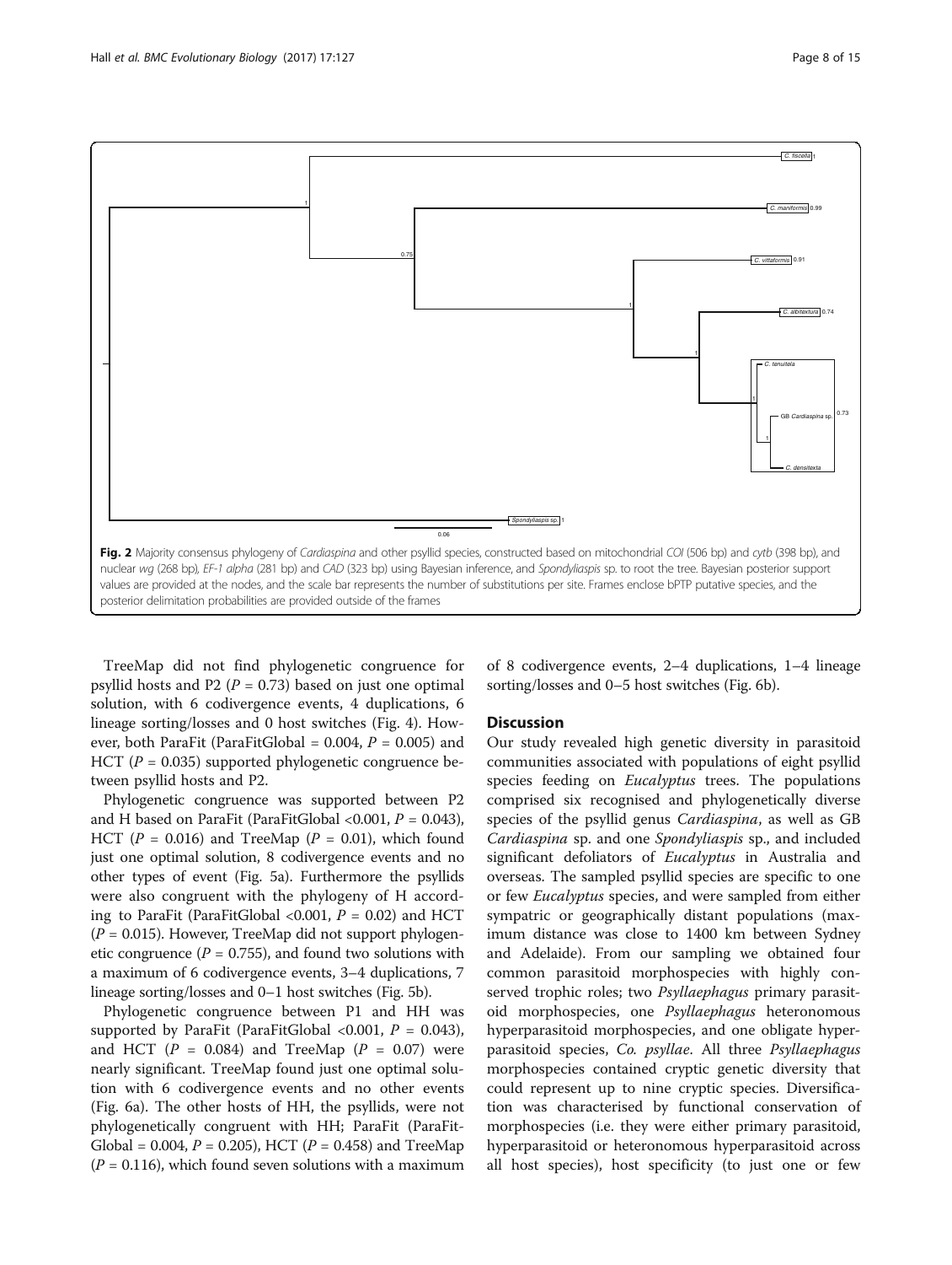**Fig. 2** Majority consensus phylogeny of *Cardiaspina* and other psyllid species, constructed based on mitochondrial *COI* (506 bp) and *cytb* (398 bp), and nuclear *wg* (268 bp), *EF-1 alpha* (281 bp) and *CAD* (323 bp) using Bayesian inference, and *Spondyliaspis* sp. to root the tree. Bayesian posterior support values are provided at the nodes, and the scale bar represents the number of substitutions per site. Frames enclose bPTP putative species, and the posterior delimitation probabilities are provided outside of the frames

TreeMap did not find phylogenetic congruence for psyllid hosts and P2 ($P = 0.73$) based on just one optimal solution, with 6 codivergence events, 4 duplications, 6 lineage sorting/losses and 0 host switches (Fig. 4). However, both ParaFit (ParaFitGlobal = 0.004, $P = 0.005$) and HCT ($P = 0.035$) supported phylogenetic congruence between psyllid hosts and P2.

Phylogenetic congruence was supported between P2 and H based on ParaFit (ParaFitGlobal <0.001, $P = 0.043$), HCT ($P = 0.016$) and TreeMap ($P = 0.01$), which found just one optimal solution, 8 codivergence events and no other types of event (Fig. 5a). Furthermore the psyllids were also congruent with the phylogeny of H according to ParaFit (ParaFitGlobal <0.001, $P = 0.02$) and HCT ($P = 0.015$). However, TreeMap did not support phylogenetic congruence ($P = 0.755$), and found two solutions with a maximum of 6 codivergence events, 3–4 duplications, 7 lineage sorting/losses and 0–1 host switches (Fig. 5b).

Phylogenetic congruence between P1 and HH was supported by ParaFit (ParaFitGlobal <0.001, $P = 0.043$), and HCT ($P = 0.084$) and TreeMap ($P = 0.07$) were nearly significant. TreeMap found just one optimal solution with 6 codivergence events and no other events (Fig. 6a). The other hosts of HH, the psyllids, were not phylogenetically congruent with HH; ParaFit (ParaFitGlobal = 0.004, $P = 0.205$), HCT ($P = 0.458$) and TreeMap ($P = 0.116$), which found seven solutions with a maximum of 8 codivergence events, 2–4 duplications, 1–4 lineage sorting/losses and 0–5 host switches (Fig. 6b).

## Discussion

Our study revealed high genetic diversity in parasitoid communities associated with populations of eight psyllid species feeding on *Eucalyptus* trees. The populations comprised six recognised and phylogenetically diverse species of the psyllid genus *Cardiaspina*, as well as GB *Cardiaspina* sp. and one *Spondyliaspis* sp., and included significant defoliators of *Eucalyptus* in Australia and overseas. The sampled psyllid species are specific to one or few *Eucalyptus* species, and were sampled from either sympatric or geographically distant populations (maximum distance was close to 1400 km between Sydney and Adelaide). From our sampling we obtained four common parasitoid morphospecies with highly conserved trophic roles; two *Psyllaephagus* primary parasitoid morphospecies, one *Psyllaephagus* heteronomous hyperparasitoid morphospecies, and one obligate hyperparasitoid species, *Co. psyllae*. All three *Psyllaephagus* morphospecies contained cryptic genetic diversity that could represent up to nine cryptic species. Diversification was characterised by functional conservation of morphospecies (i.e. they were either primary parasitoid, hyperparasitoid or heteronomous hyperparasitoid across all host species), host specificity (to just one or few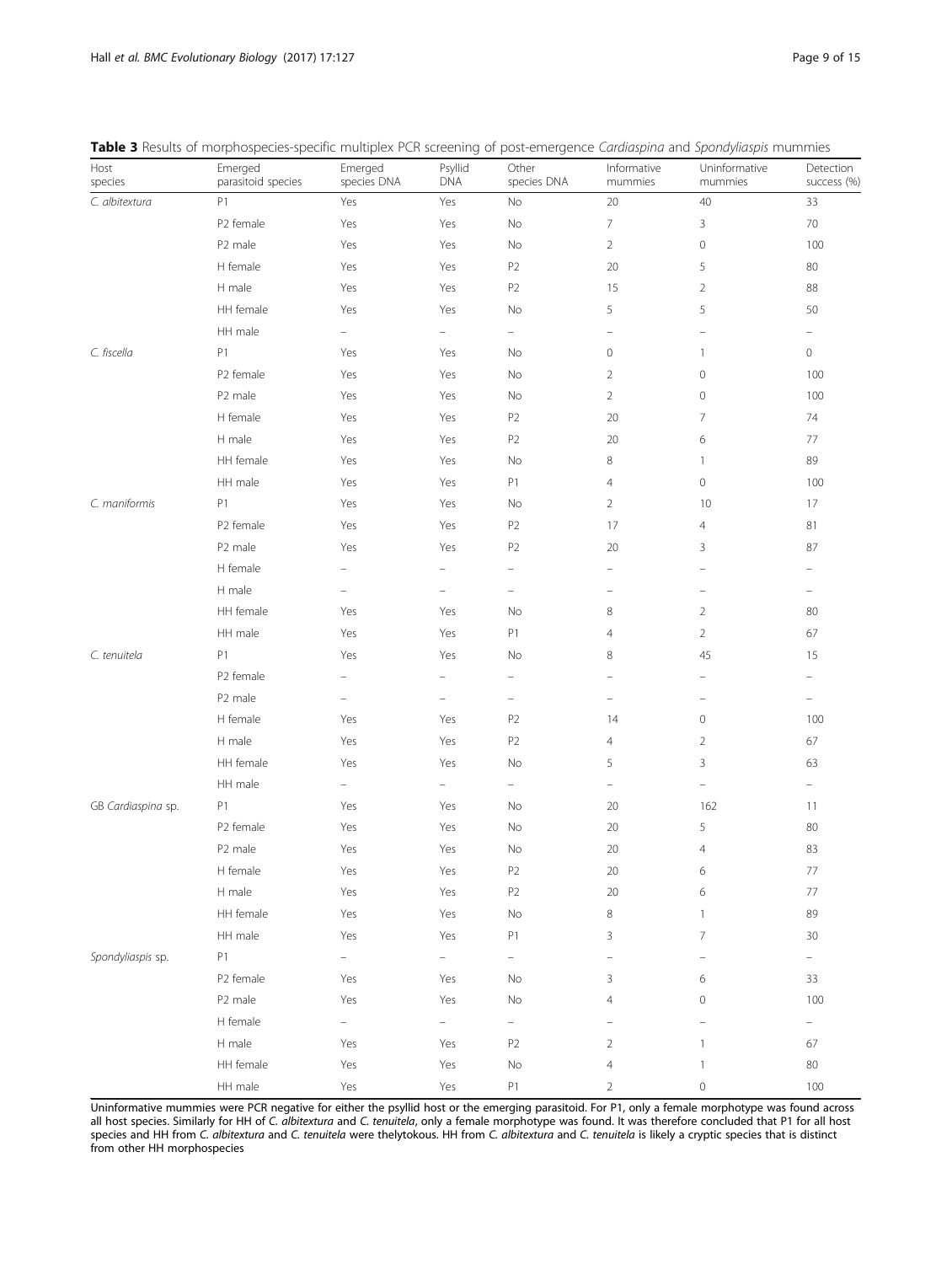**Table 3** Results of morphospecies-specific multiplex PCR screening of post-emergence *Cardiaspina* and *Spondyliaspis* mummies

| Host species | Emerged parasitoid species | Emerged species DNA | Psyllid DNA | Other species DNA | Informative mummies | Uninformative mummies | Detection success (%) |
|---|---|---|---|---|---|---|---|
| *C. albitextura* | P1 | Yes | Yes | No | 20 | 40 | 33 |
| | P2 female | Yes | Yes | No | 7 | 3 | 70 |
| | P2 male | Yes | Yes | No | 2 | 0 | 100 |
| | H female | Yes | Yes | P2 | 20 | 5 | 80 |
| | H male | Yes | Yes | P2 | 15 | 2 | 88 |
| | HH female | Yes | Yes | No | 5 | 5 | 50 |
| | HH male | – | – | – | – | – | – |
| *C. fiscella* | P1 | Yes | Yes | No | 0 | 1 | 0 |
| | P2 female | Yes | Yes | No | 2 | 0 | 100 |
| | P2 male | Yes | Yes | No | 2 | 0 | 100 |
| | H female | Yes | Yes | P2 | 20 | 7 | 74 |
| | H male | Yes | Yes | P2 | 20 | 6 | 77 |
| | HH female | Yes | Yes | No | 8 | 1 | 89 |
| | HH male | Yes | Yes | P1 | 4 | 0 | 100 |
| *C. maniformis* | P1 | Yes | Yes | No | 2 | 10 | 17 |
| | P2 female | Yes | Yes | P2 | 17 | 4 | 81 |
| | P2 male | Yes | Yes | P2 | 20 | 3 | 87 |
| | H female | – | – | – | – | – | – |
| | H male | – | – | – | – | – | – |
| | HH female | Yes | Yes | No | 8 | 2 | 80 |
| | HH male | Yes | Yes | P1 | 4 | 2 | 67 |
| *C. tenuitela* | P1 | Yes | Yes | No | 8 | 45 | 15 |
| | P2 female | – | – | – | – | – | – |
| | P2 male | – | – | – | – | – | – |
| | H female | Yes | Yes | P2 | 14 | 0 | 100 |
| | H male | Yes | Yes | P2 | 4 | 2 | 67 |
| | HH female | Yes | Yes | No | 5 | 3 | 63 |
| | HH male | – | – | – | – | – | – |
| GB *Cardiaspina* sp. | P1 | Yes | Yes | No | 20 | 162 | 11 |
| | P2 female | Yes | Yes | No | 20 | 5 | 80 |
| | P2 male | Yes | Yes | No | 20 | 4 | 83 |
| | H female | Yes | Yes | P2 | 20 | 6 | 77 |
| | H male | Yes | Yes | P2 | 20 | 6 | 77 |
| | HH female | Yes | Yes | No | 8 | 1 | 89 |
| | HH male | Yes | Yes | P1 | 3 | 7 | 30 |
| *Spondyliaspis* sp. | P1 | – | – | – | – | – | – |
| | P2 female | Yes | Yes | No | 3 | 6 | 33 |
| | P2 male | Yes | Yes | No | 4 | 0 | 100 |
| | H female | – | – | – | – | – | – |
| | H male | Yes | Yes | P2 | 2 | 1 | 67 |
| | HH female | Yes | Yes | No | 4 | 1 | 80 |
| | HH male | Yes | Yes | P1 | 2 | 0 | 100 |

Uninformative mummies were PCR negative for either the psyllid host or the emerging parasitoid. For P1, only a female morphotype was found across all host species. Similarly for HH of *C. albitextura* and *C. tenuitela*, only a female morphotype was found. It was therefore concluded that P1 for all host species and HH from *C. albitextura* and *C. tenuitela* were thelytokous. HH from *C. albitextura* and *C. tenuitela* is likely a cryptic species that is distinct from other HH morphospecies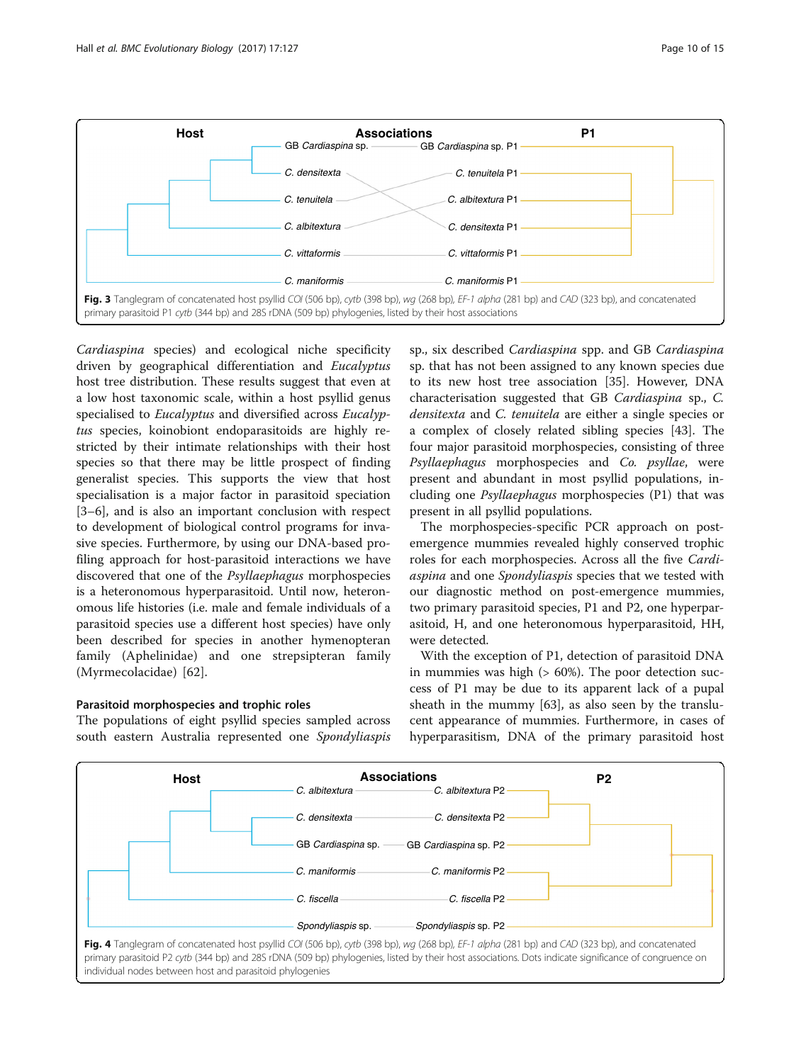**Fig. 3** Tanglegram of concatenated host psyllid *COI* (506 bp), *cytb* (398 bp), *wg* (268 bp), *EF-1 alpha* (281 bp) and *CAD* (323 bp), and concatenated primary parasitoid P1 *cytb* (344 bp) and 28S rDNA (509 bp) phylogenies, listed by their host associations

*Cardiaspina* species) and ecological niche specificity driven by geographical differentiation and *Eucalyptus* host tree distribution. These results suggest that even at a low host taxonomic scale, within a host psyllid genus specialised to *Eucalyptus* and diversified across *Eucalyptus* species, koinobiont endoparasitoids are highly restricted by their intimate relationships with their host species so that there may be little prospect of finding generalist species. This supports the view that host specialisation is a major factor in parasitoid speciation [3–6], and is also an important conclusion with respect to development of biological control programs for invasive species. Furthermore, by using our DNA-based profiling approach for host-parasitoid interactions we have discovered that one of the *Psyllaephagus* morphospecies is a heteronomous hyperparasitoid. Until now, heteronomous life histories (i.e. male and female individuals of a parasitoid species use a different host species) have only been described for species in another hymenopteran family (Aphelinidae) and one strepsipteran family (Myrmecolacidae) [62].

### Parasitoid morphospecies and trophic roles

The populations of eight psyllid species sampled across south eastern Australia represented one *Spondyliaspis* sp., six described *Cardiaspina* spp. and GB *Cardiaspina* sp. that has not been assigned to any known species due to its new host tree association [35]. However, DNA characterisation suggested that GB *Cardiaspina* sp., *C. densitexta* and *C. tenuitela* are either a single species or a complex of closely related sibling species [43]. The four major parasitoid morphospecies, consisting of three *Psyllaephagus* morphospecies and *Co. psyllae*, were present and abundant in most psyllid populations, including one *Psyllaephagus* morphospecies (P1) that was present in all psyllid populations.

The morphospecies-specific PCR approach on post-emergence mummies revealed highly conserved trophic roles for each morphospecies. Across all the five *Cardiaspina* and one *Spondyliaspis* species that we tested with our diagnostic method on post-emergence mummies, two primary parasitoid species, P1 and P2, one hyperparasitoid, H, and one heteronomous hyperparasitoid, HH, were detected.

With the exception of P1, detection of parasitoid DNA in mummies was high (> 60%). The poor detection success of P1 may be due to its apparent lack of a pupal sheath in the mummy [63], as also seen by the translucent appearance of mummies. Furthermore, in cases of hyperparasitism, DNA of the primary parasitoid host

**Fig. 4** Tanglegram of concatenated host psyllid *COI* (506 bp), *cytb* (398 bp), *wg* (268 bp), *EF-1 alpha* (281 bp) and *CAD* (323 bp), and concatenated primary parasitoid P2 *cytb* (344 bp) and 28S rDNA (509 bp) phylogenies, listed by their host associations. Dots indicate significance of congruence on individual nodes between host and parasitoid phylogenies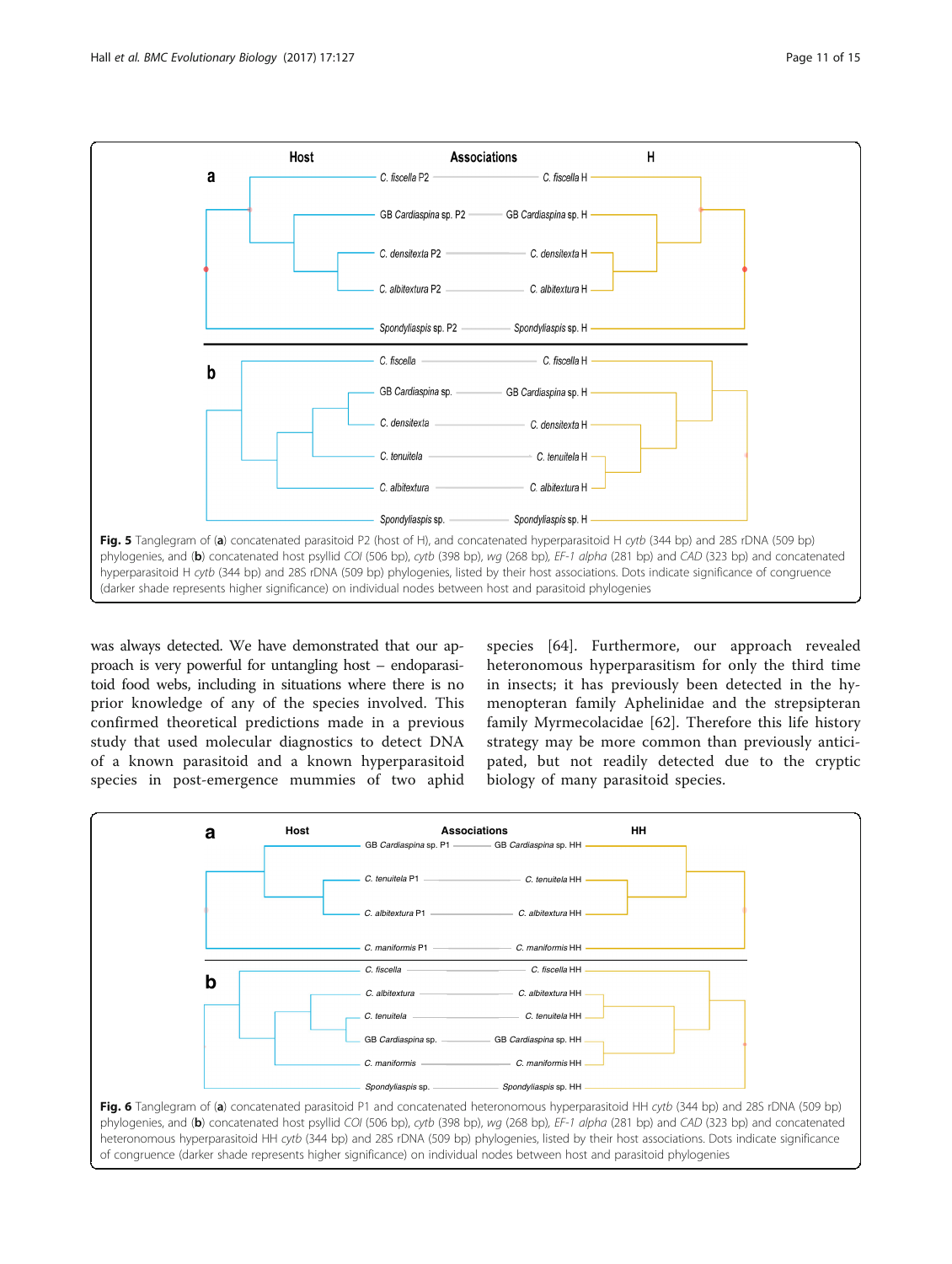**Fig. 5** Tanglegram of (**a**) concatenated parasitoid P2 (host of H), and concatenated hyperparasitoid H *cytb* (344 bp) and 28S rDNA (509 bp) phylogenies, and (**b**) concatenated host psyllid *COI* (506 bp), *cytb* (398 bp), *wg* (268 bp), *EF-1 alpha* (281 bp) and *CAD* (323 bp) and concatenated hyperparasitoid H *cytb* (344 bp) and 28S rDNA (509 bp) phylogenies, listed by their host associations. Dots indicate significance of congruence (darker shade represents higher significance) on individual nodes between host and parasitoid phylogenies

was always detected. We have demonstrated that our approach is very powerful for untangling host – endoparasitoid food webs, including in situations where there is no prior knowledge of any of the species involved. This confirmed theoretical predictions made in a previous study that used molecular diagnostics to detect DNA of a known parasitoid and a known hyperparasitoid species in post-emergence mummies of two aphid species [64]. Furthermore, our approach revealed heteronomous hyperparasitism for only the third time in insects; it has previously been detected in the hymenopteran family Aphelinidae and the strepsipteran family Myrmecolacidae [62]. Therefore this life history strategy may be more common than previously anticipated, but not readily detected due to the cryptic biology of many parasitoid species.

**Fig. 6** Tanglegram of (**a**) concatenated parasitoid P1 and concatenated heteronomous hyperparasitoid HH *cytb* (344 bp) and 28S rDNA (509 bp) phylogenies, and (**b**) concatenated host psyllid *COI* (506 bp), *cytb* (398 bp), *wg* (268 bp), *EF-1 alpha* (281 bp) and *CAD* (323 bp) and concatenated heteronomous hyperparasitoid HH *cytb* (344 bp) and 28S rDNA (509 bp) phylogenies, listed by their host associations. Dots indicate significance of congruence (darker shade represents higher significance) on individual nodes between host and parasitoid phylogenies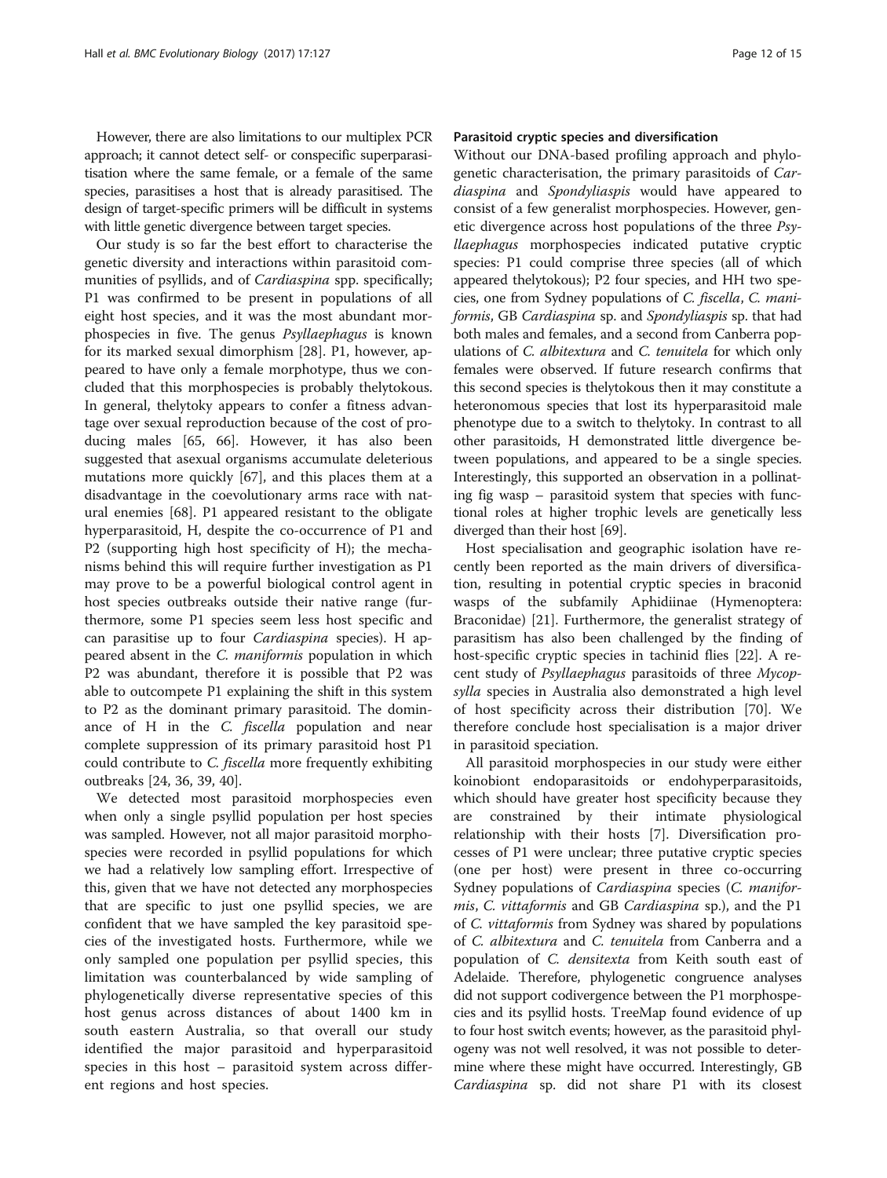However, there are also limitations to our multiplex PCR approach; it cannot detect self- or conspecific superparasitisation where the same female, or a female of the same species, parasitises a host that is already parasitised. The design of target-specific primers will be difficult in systems with little genetic divergence between target species.

Our study is so far the best effort to characterise the genetic diversity and interactions within parasitoid communities of psyllids, and of *Cardiaspina* spp. specifically; P1 was confirmed to be present in populations of all eight host species, and it was the most abundant morphospecies in five. The genus *Psyllaephagus* is known for its marked sexual dimorphism [28]. P1, however, appeared to have only a female morphotype, thus we concluded that this morphospecies is probably thelytokous. In general, thelytoky appears to confer a fitness advantage over sexual reproduction because of the cost of producing males [65, 66]. However, it has also been suggested that asexual organisms accumulate deleterious mutations more quickly [67], and this places them at a disadvantage in the coevolutionary arms race with natural enemies [68]. P1 appeared resistant to the obligate hyperparasitoid, H, despite the co-occurrence of P1 and P2 (supporting high host specificity of H); the mechanisms behind this will require further investigation as P1 may prove to be a powerful biological control agent in host species outbreaks outside their native range (furthermore, some P1 species seem less host specific and can parasitise up to four *Cardiaspina* species). H appeared absent in the *C. maniformis* population in which P2 was abundant, therefore it is possible that P2 was able to outcompete P1 explaining the shift in this system to P2 as the dominant primary parasitoid. The dominance of H in the *C. fiscella* population and near complete suppression of its primary parasitoid host P1 could contribute to *C. fiscella* more frequently exhibiting outbreaks [24, 36, 39, 40].

We detected most parasitoid morphospecies even when only a single psyllid population per host species was sampled. However, not all major parasitoid morphospecies were recorded in psyllid populations for which we had a relatively low sampling effort. Irrespective of this, given that we have not detected any morphospecies that are specific to just one psyllid species, we are confident that we have sampled the key parasitoid species of the investigated hosts. Furthermore, while we only sampled one population per psyllid species, this limitation was counterbalanced by wide sampling of phylogenetically diverse representative species of this host genus across distances of about 1400 km in south eastern Australia, so that overall our study identified the major parasitoid and hyperparasitoid species in this host – parasitoid system across different regions and host species.

### Parasitoid cryptic species and diversification

Without our DNA-based profiling approach and phylogenetic characterisation, the primary parasitoids of *Cardiaspina* and *Spondyliaspis* would have appeared to consist of a few generalist morphospecies. However, genetic divergence across host populations of the three *Psyllaephagus* morphospecies indicated putative cryptic species: P1 could comprise three species (all of which appeared thelytokous); P2 four species, and HH two species, one from Sydney populations of *C. fiscella*, *C. maniformis*, GB *Cardiaspina* sp. and *Spondyliaspis* sp. that had both males and females, and a second from Canberra populations of *C. albitextura* and *C. tenuitela* for which only females were observed. If future research confirms that this second species is thelytokous then it may constitute a heteronomous species that lost its hyperparasitoid male phenotype due to a switch to thelytoky. In contrast to all other parasitoids, H demonstrated little divergence between populations, and appeared to be a single species. Interestingly, this supported an observation in a pollinating fig wasp – parasitoid system that species with functional roles at higher trophic levels are genetically less diverged than their host [69].

Host specialisation and geographic isolation have recently been reported as the main drivers of diversification, resulting in potential cryptic species in braconid wasps of the subfamily Aphidiinae (Hymenoptera: Braconidae) [21]. Furthermore, the generalist strategy of parasitism has also been challenged by the finding of host-specific cryptic species in tachinid flies [22]. A recent study of *Psyllaephagus* parasitoids of three *Mycopsylla* species in Australia also demonstrated a high level of host specificity across their distribution [70]. We therefore conclude host specialisation is a major driver in parasitoid speciation.

All parasitoid morphospecies in our study were either koinobiont endoparasitoids or endohyperparasitoids, which should have greater host specificity because they are constrained by their intimate physiological relationship with their hosts [7]. Diversification processes of P1 were unclear; three putative cryptic species (one per host) were present in three co-occurring Sydney populations of *Cardiaspina* species (*C. maniformis*, *C. vittaformis* and GB *Cardiaspina* sp.), and the P1 of *C. vittaformis* from Sydney was shared by populations of *C. albitextura* and *C. tenuitela* from Canberra and a population of *C. densitexta* from Keith south east of Adelaide. Therefore, phylogenetic congruence analyses did not support codivergence between the P1 morphospecies and its psyllid hosts. TreeMap found evidence of up to four host switch events; however, as the parasitoid phylogeny was not well resolved, it was not possible to determine where these might have occurred. Interestingly, GB *Cardiaspina* sp. did not share P1 with its closest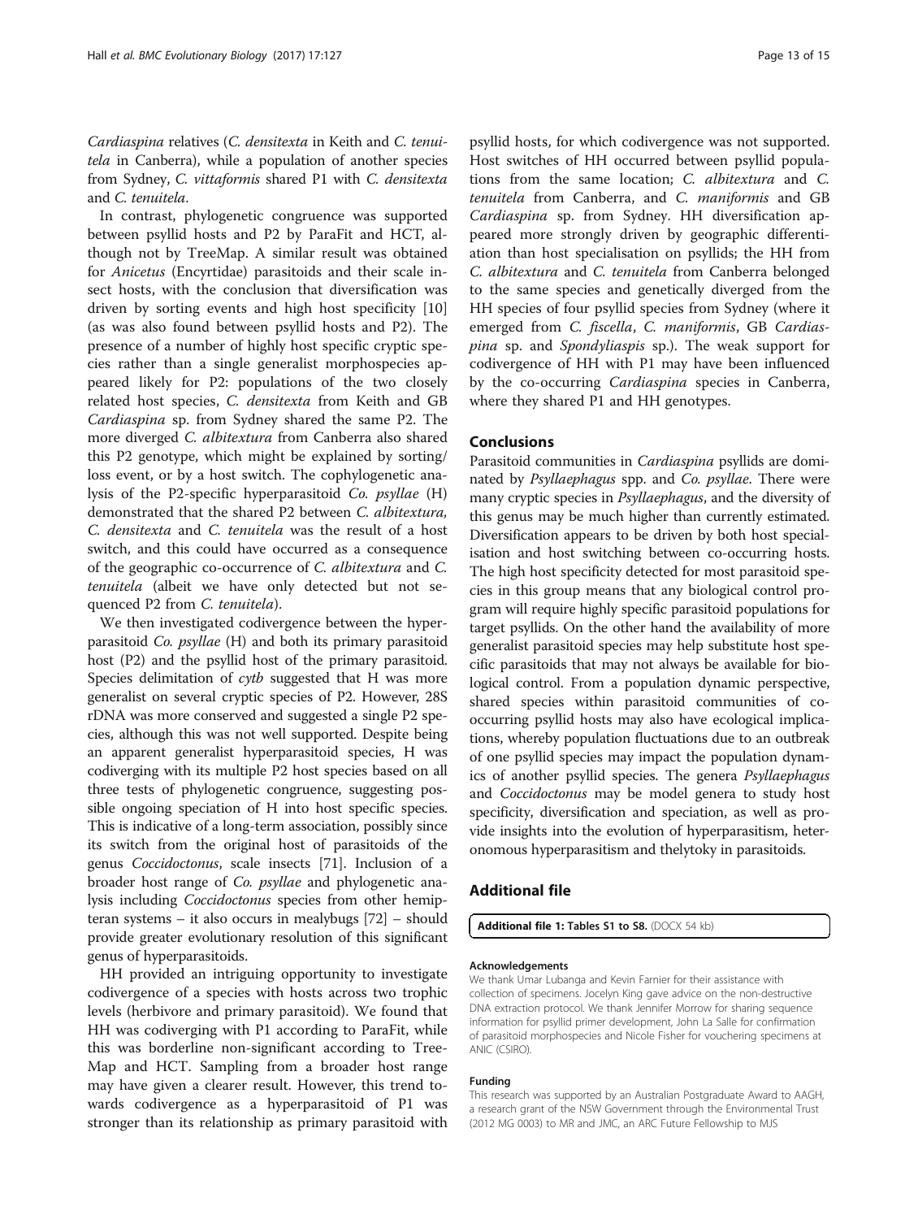*Cardiaspina* relatives (*C. densitexta* in Keith and *C. tenuitela* in Canberra), while a population of another species from Sydney, *C. vittaformis* shared P1 with *C. densitexta* and *C. tenuitela*.

In contrast, phylogenetic congruence was supported between psyllid hosts and P2 by ParaFit and HCT, although not by TreeMap. A similar result was obtained for *Anicetus* (Encyrtidae) parasitoids and their scale insect hosts, with the conclusion that diversification was driven by sorting events and high host specificity [10] (as was also found between psyllid hosts and P2). The presence of a number of highly host specific cryptic species rather than a single generalist morphospecies appeared likely for P2: populations of the two closely related host species, *C. densitexta* from Keith and GB *Cardiaspina* sp. from Sydney shared the same P2. The more diverged *C. albitextura* from Canberra also shared this P2 genotype, which might be explained by sorting/loss event, or by a host switch. The cophylogenetic analysis of the P2-specific hyperparasitoid *Co. psyllae* (H) demonstrated that the shared P2 between *C. albitextura, C. densitexta* and *C. tenuitela* was the result of a host switch, and this could have occurred as a consequence of the geographic co-occurrence of *C. albitextura* and *C. tenuitela* (albeit we have only detected but not sequenced P2 from *C. tenuitela*).

We then investigated codivergence between the hyperparasitoid *Co. psyllae* (H) and both its primary parasitoid host (P2) and the psyllid host of the primary parasitoid. Species delimitation of *cytb* suggested that H was more generalist on several cryptic species of P2. However, 28S rDNA was more conserved and suggested a single P2 species, although this was not well supported. Despite being an apparent generalist hyperparasitoid species, H was codiverging with its multiple P2 host species based on all three tests of phylogenetic congruence, suggesting possible ongoing speciation of H into host specific species. This is indicative of a long-term association, possibly since its switch from the original host of parasitoids of the genus *Coccidoctonus*, scale insects [71]. Inclusion of a broader host range of *Co. psyllae* and phylogenetic analysis including *Coccidoctonus* species from other hemipteran systems – it also occurs in mealybugs [72] – should provide greater evolutionary resolution of this significant genus of hyperparasitoids.

HH provided an intriguing opportunity to investigate codivergence of a species with hosts across two trophic levels (herbivore and primary parasitoid). We found that HH was codiverging with P1 according to ParaFit, while this was borderline non-significant according to TreeMap and HCT. Sampling from a broader host range may have given a clearer result. However, this trend towards codivergence as a hyperparasitoid of P1 was stronger than its relationship as primary parasitoid with psyllid hosts, for which codivergence was not supported. Host switches of HH occurred between psyllid populations from the same location; *C. albitextura* and *C. tenuitela* from Canberra, and *C. maniformis* and GB *Cardiaspina* sp. from Sydney. HH diversification appeared more strongly driven by geographic differentiation than host specialisation on psyllids; the HH from *C. albitextura* and *C. tenuitela* from Canberra belonged to the same species and genetically diverged from the HH species of four psyllid species from Sydney (where it emerged from *C. fiscella*, *C. maniformis*, GB *Cardiaspina* sp. and *Spondyliaspis* sp.). The weak support for codivergence of HH with P1 may have been influenced by the co-occurring *Cardiaspina* species in Canberra, where they shared P1 and HH genotypes.

## Conclusions

Parasitoid communities in *Cardiaspina* psyllids are dominated by *Psyllaephagus* spp. and *Co. psyllae*. There were many cryptic species in *Psyllaephagus*, and the diversity of this genus may be much higher than currently estimated. Diversification appears to be driven by both host specialisation and host switching between co-occurring hosts. The high host specificity detected for most parasitoid species in this group means that any biological control program will require highly specific parasitoid populations for target psyllids. On the other hand the availability of more generalist parasitoid species may help substitute host specific parasitoids that may not always be available for biological control. From a population dynamic perspective, shared species within parasitoid communities of co-occurring psyllid hosts may also have ecological implications, whereby population fluctuations due to an outbreak of one psyllid species may impact the population dynamics of another psyllid species. The genera *Psyllaephagus* and *Coccidoctonus* may be model genera to study host specificity, diversification and speciation, as well as provide insights into the evolution of hyperparasitism, heteronomous hyperparasitism and thelytoky in parasitoids.

## Additional file

**Additional file 1: Tables S1 to S8.** (DOCX 54 kb)

#### Acknowledgements

We thank Umar Lubanga and Kevin Farnier for their assistance with collection of specimens. Jocelyn King gave advice on the non-destructive DNA extraction protocol. We thank Jennifer Morrow for sharing sequence information for psyllid primer development, John La Salle for confirmation of parasitoid morphospecies and Nicole Fisher for vouchering specimens at ANIC (CSIRO).

#### Funding

This research was supported by an Australian Postgraduate Award to AAGH, a research grant of the NSW Government through the Environmental Trust (2012 MG 0003) to MR and JMC, an ARC Future Fellowship to MJS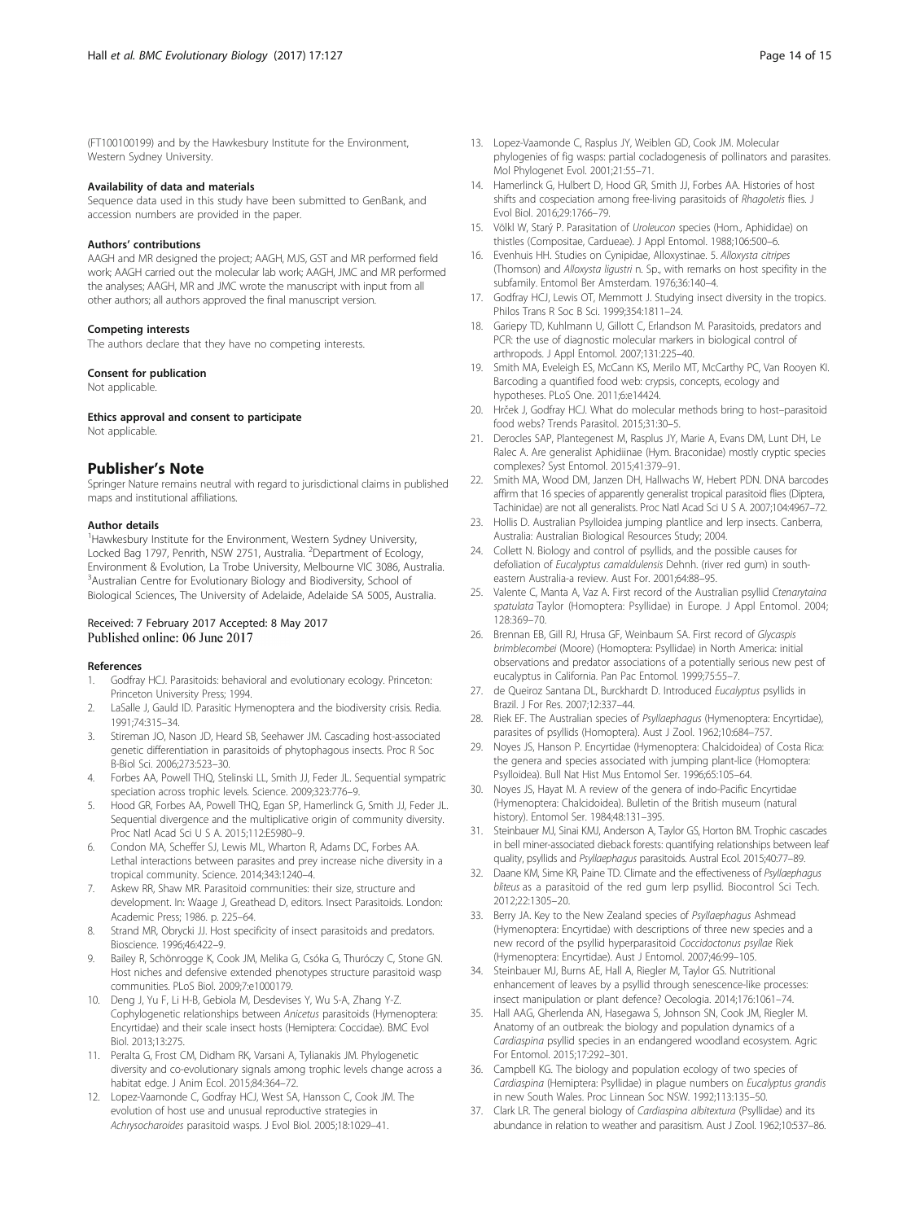(FT100100199) and by the Hawkesbury Institute for the Environment, Western Sydney University.

#### Availability of data and materials

Sequence data used in this study have been submitted to GenBank, and accession numbers are provided in the paper.

#### Authors' contributions

AAGH and MR designed the project; AAGH, MJS, GST and MR performed field work; AAGH carried out the molecular lab work; AAGH, JMC and MR performed the analyses; AAGH, MR and JMC wrote the manuscript with input from all other authors; all authors approved the final manuscript version.

#### Competing interests

The authors declare that they have no competing interests.

#### Consent for publication

Not applicable.

#### Ethics approval and consent to participate

Not applicable.

## Publisher's Note

Springer Nature remains neutral with regard to jurisdictional claims in published maps and institutional affiliations.

#### Author details

[1]Hawkesbury Institute for the Environment, Western Sydney University, Locked Bag 1797, Penrith, NSW 2751, Australia. [2]Department of Ecology, Environment & Evolution, La Trobe University, Melbourne VIC 3086, Australia. [3]Australian Centre for Evolutionary Biology and Biodiversity, School of Biological Sciences, The University of Adelaide, Adelaide SA 5005, Australia.

Received: 7 February 2017 Accepted: 8 May 2017
Published online: 06 June 2017

#### References

1. Godfray HCJ. Parasitoids: behavioral and evolutionary ecology. Princeton: Princeton University Press; 1994.
2. LaSalle J, Gauld ID. Parasitic Hymenoptera and the biodiversity crisis. Redia. 1991;74:315–34.
3. Stireman JO, Nason JD, Heard SB, Seehawer JM. Cascading host-associated genetic differentiation in parasitoids of phytophagous insects. Proc R Soc B-Biol Sci. 2006;273:523–30.
4. Forbes AA, Powell THQ, Stelinski LL, Smith JJ, Feder JL. Sequential sympatric speciation across trophic levels. Science. 2009;323:776–9.
5. Hood GR, Forbes AA, Powell THQ, Egan SP, Hamerlinck G, Smith JJ, Feder JL. Sequential divergence and the multiplicative origin of community diversity. Proc Natl Acad Sci U S A. 2015;112:E5980–9.
6. Condon MA, Scheffer SJ, Lewis ML, Wharton R, Adams DC, Forbes AA. Lethal interactions between parasites and prey increase niche diversity in a tropical community. Science. 2014;343:1240–4.
7. Askew RR, Shaw MR. Parasitoid communities: their size, structure and development. In: Waage J, Greathead D, editors. Insect Parasitoids. London: Academic Press; 1986. p. 225–64.
8. Strand MR, Obrycki JJ. Host specificity of insect parasitoids and predators. Bioscience. 1996;46:422–9.
9. Bailey R, Schönrogge K, Cook JM, Melika G, Csóka G, Thuróczy C, Stone GN. Host niches and defensive extended phenotypes structure parasitoid wasp communities. PLoS Biol. 2009;7:e1000179.
10. Deng J, Yu F, Li H-B, Gebiola M, Desdevises Y, Wu S-A, Zhang Y-Z. Cophylogenetic relationships between *Anicetus* parasitoids (Hymenoptera: Encyrtidae) and their scale insect hosts (Hemiptera: Coccidae). BMC Evol Biol. 2013;13:275.
11. Peralta G, Frost CM, Didham RK, Varsani A, Tylianakis JM. Phylogenetic diversity and co-evolutionary signals among trophic levels change across a habitat edge. J Anim Ecol. 2015;84:364–72.
12. Lopez-Vaamonde C, Godfray HCJ, West SA, Hansson C, Cook JM. The evolution of host use and unusual reproductive strategies in *Achrysocharoides* parasitoid wasps. J Evol Biol. 2005;18:1029–41.
13. Lopez-Vaamonde C, Rasplus JY, Weiblen GD, Cook JM. Molecular phylogenies of fig wasps: partial cocladogenesis of pollinators and parasites. Mol Phylogenet Evol. 2001;21:55–71.
14. Hamerlinck G, Hulbert D, Hood GR, Smith JJ, Forbes AA. Histories of host shifts and cospeciation among free-living parasitoids of *Rhagoletis* flies. J Evol Biol. 2016;29:1766–79.
15. Völkl W, Starý P. Parasitation of *Uroleucon* species (Hom., Aphididae) on thistles (Compositae, Cardueae). J Appl Entomol. 1988;106:500–6.
16. Evenhuis HH. Studies on Cynipidae, Alloxystinae. 5. *Alloxysta citripes* (Thomson) and *Alloxysta ligustri* n. Sp., with remarks on host specifity in the subfamily. Entomol Ber Amsterdam. 1976;36:140–4.
17. Godfray HCJ, Lewis OT, Memmott J. Studying insect diversity in the tropics. Philos Trans R Soc B Sci. 1999;354:1811–24.
18. Gariepy TD, Kuhlmann U, Gillott C, Erlandson M. Parasitoids, predators and PCR: the use of diagnostic molecular markers in biological control of arthropods. J Appl Entomol. 2007;131:225–40.
19. Smith MA, Eveleigh ES, McCann KS, Merilo MT, McCarthy PC, Van Rooyen KI. Barcoding a quantified food web: crypsis, concepts, ecology and hypotheses. PLoS One. 2011;6:e14424.
20. Hrček J, Godfray HCJ. What do molecular methods bring to host–parasitoid food webs? Trends Parasitol. 2015;31:30–5.
21. Derocles SAP, Plantegenest M, Rasplus JY, Marie A, Evans DM, Lunt DH, Le Ralec A. Are generalist Aphidiinae (Hym. Braconidae) mostly cryptic species complexes? Syst Entomol. 2015;41:379–91.
22. Smith MA, Wood DM, Janzen DH, Hallwachs W, Hebert PDN. DNA barcodes affirm that 16 species of apparently generalist tropical parasitoid flies (Diptera, Tachinidae) are not all generalists. Proc Natl Acad Sci U S A. 2007;104:4967–72.
23. Hollis D. Australian Psylloidea jumping plantlice and lerp insects. Canberra, Australia: Australian Biological Resources Study; 2004.
24. Collett N. Biology and control of psyllids, and the possible causes for defoliation of *Eucalyptus camaldulensis* Dehnh. (river red gum) in south-eastern Australia-a review. Aust For. 2001;64:88–95.
25. Valente C, Manta A, Vaz A. First record of the Australian psyllid *Ctenarytaina spatulata* Taylor (Homoptera: Psyllidae) in Europe. J Appl Entomol. 2004;128:369–70.
26. Brennan EB, Gill RJ, Hrusa GF, Weinbaum SA. First record of *Glycaspis brimblecombei* (Moore) (Homoptera: Psyllidae) in North America: initial observations and predator associations of a potentially serious new pest of eucalyptus in California. Pan Pac Entomol. 1999;75:55–7.
27. de Queiroz Santana DL, Burckhardt D. Introduced *Eucalyptus* psyllids in Brazil. J For Res. 2007;12:337–44.
28. Riek EF. The Australian species of *Psyllaephagus* (Hymenoptera: Encyrtidae), parasites of psyllids (Homoptera). Aust J Zool. 1962;10:684–757.
29. Noyes JS, Hanson P. Encyrtidae (Hymenoptera: Chalcidoidea) of Costa Rica: the genera and species associated with jumping plant-lice (Homoptera: Psylloidea). Bull Nat Hist Mus Entomol Ser. 1996;65:105–64.
30. Noyes JS, Hayat M. A review of the genera of indo-Pacific Encyrtidae (Hymenoptera: Chalcidoidea). Bulletin of the British museum (natural history). Entomol Ser. 1984;48:131–395.
31. Steinbauer MJ, Sinai KMJ, Anderson A, Taylor GS, Horton BM. Trophic cascades in bell miner-associated dieback forests: quantifying relationships between leaf quality, psyllids and *Psyllaephagus* parasitoids. Austral Ecol. 2015;40:77–89.
32. Daane KM, Sime KR, Paine TD. Climate and the effectiveness of *Psyllaephagus bliteus* as a parasitoid of the red gum lerp psyllid. Biocontrol Sci Tech. 2012;22:1305–20.
33. Berry JA. Key to the New Zealand species of *Psyllaephagus* Ashmead (Hymenoptera: Encyrtidae) with descriptions of three new species and a new record of the psyllid hyperparasitoid *Coccidoctonus psyllae* Riek (Hymenoptera: Encyrtidae). Aust J Entomol. 2007;46:99–105.
34. Steinbauer MJ, Burns AE, Hall A, Riegler M, Taylor GS. Nutritional enhancement of leaves by a psyllid through senescence-like processes: insect manipulation or plant defence? Oecologia. 2014;176:1061–74.
35. Hall AAG, Gherlenda AN, Hasegawa S, Johnson SN, Cook JM, Riegler M. Anatomy of an outbreak: the biology and population dynamics of a *Cardiaspina* psyllid species in an endangered woodland ecosystem. Agric For Entomol. 2015;17:292–301.
36. Campbell KG. The biology and population ecology of two species of *Cardiaspina* (Hemiptera: Psyllidae) in plague numbers on *Eucalyptus grandis* in new South Wales. Proc Linnean Soc NSW. 1992;113:135–50.
37. Clark LR. The general biology of *Cardiaspina albitextura* (Psyllidae) and its abundance in relation to weather and parasitism. Aust J Zool. 1962;10:537–86.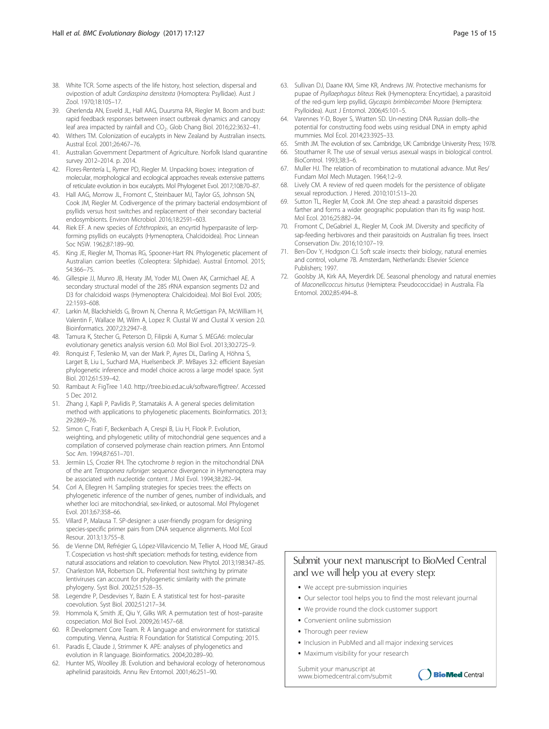38. White TCR. Some aspects of the life history, host selection, dispersal and ovipostion of adult *Cardiaspina densitexta* (Homoptera: Psyllidae). Aust J Zool. 1970;18:105–17.
39. Gherlenda AN, Esveld JL, Hall AAG, Duursma RA, Riegler M. Boom and bust: rapid feedback responses between insect outbreak dynamics and canopy leaf area impacted by rainfall and $CO_2$. Glob Chang Biol. 2016;22:3632–41.
40. Withers TM. Colonization of eucalypts in New Zealand by Australian insects. Austral Ecol. 2001;26:467–76.
41. Australian Government Department of Agriculture. Norfolk Island quarantine survey 2012–2014. p. 2014.
42. Flores-Rentería L, Rymer PD, Riegler M. Unpacking boxes: integration of molecular, morphological and ecological approaches reveals extensive patterns of reticulate evolution in box eucalypts. Mol Phylogenet Evol. 2017;108:70–87.
43. Hall AAG, Morrow JL, Fromont C, Steinbauer MJ, Taylor GS, Johnson SN, Cook JM, Riegler M. Codivergence of the primary bacterial endosymbiont of psyllids versus host switches and replacement of their secondary bacterial endosymbionts. Environ Microbiol. 2016;18:2591–603.
44. Riek EF. A new species of *Echthroplexis*, an encyrtid hyperparasite of lerp-forming psyllids on eucalypts (Hymenoptera, Chalcidoidea). Proc Linnean Soc NSW. 1962;87:189–90.
45. King JE, Riegler M, Thomas RG, Spooner-Hart RN. Phylogenetic placement of Australian carrion beetles (Coleoptera: Silphidae). Austral Entomol. 2015; 54:366–75.
46. Gillespie JJ, Munro JB, Heraty JM, Yoder MJ, Owen AK, Carmichael AE. A secondary structural model of the 28S rRNA expansion segments D2 and D3 for chalcidoid wasps (Hymenoptera: Chalcidoidea). Mol Biol Evol. 2005; 22:1593–608.
47. Larkin M, Blackshields G, Brown N, Chenna R, McGettigan PA, McWilliam H, Valentin F, Wallace IM, Wilm A, Lopez R. Clustal W and Clustal X version 2.0. Bioinformatics. 2007;23:2947–8.
48. Tamura K, Stecher G, Peterson D, Filipski A, Kumar S. MEGA6: molecular evolutionary genetics analysis version 6.0. Mol Biol Evol. 2013;30:2725–9.
49. Ronquist F, Teslenko M, van der Mark P, Ayres DL, Darling A, Höhna S, Larget B, Liu L, Suchard MA, Huelsenbeck JP. MrBayes 3.2: efficient Bayesian phylogenetic inference and model choice across a large model space. Syst Biol. 2012;61:539–42.
50. Rambaut A: FigTree 1.4.0. http://tree.bio.ed.ac.uk/software/figtree/. Accessed 5 Dec 2012.
51. Zhang J, Kapli P, Pavlidis P, Stamatakis A. A general species delimitation method with applications to phylogenetic placements. Bioinformatics. 2013; 29:2869–76.
52. Simon C, Frati F, Beckenbach A, Crespi B, Liu H, Flook P. Evolution, weighting, and phylogenetic utility of mitochondrial gene sequences and a compilation of conserved polymerase chain reaction primers. Ann Entomol Soc Am. 1994;87:651–701.
53. Jermiin LS, Crozier RH. The cytochrome *b* region in the mitochondrial DNA of the ant *Tetraponera rufoniger*: sequence divergence in Hymenoptera may be associated with nucleotide content. J Mol Evol. 1994;38:282–94.
54. Corl A, Ellegren H. Sampling strategies for species trees: the effects on phylogenetic inference of the number of genes, number of individuals, and whether loci are mitochondrial, sex-linked, or autosomal. Mol Phylogenet Evol. 2013;67:358–66.
55. Villard P, Malausa T. SP-designer: a user-friendly program for designing species-specific primer pairs from DNA sequence alignments. Mol Ecol Resour. 2013;13:755–8.
56. de Vienne DM, Refrégier G, López-Villavicencio M, Tellier A, Hood ME, Giraud T. Cospeciation vs host-shift speciation: methods for testing, evidence from natural associations and relation to coevolution. New Phytol. 2013;198:347–85.
57. Charleston MA, Robertson DL. Preferential host switching by primate lentiviruses can account for phylogenetic similarity with the primate phylogeny. Syst Biol. 2002;51:528–35.
58. Legendre P, Desdevises Y, Bazin E. A statistical test for host–parasite coevolution. Syst Biol. 2002;51:217–34.
59. Hommola K, Smith JE, Qiu Y, Gilks WR. A permutation test of host–parasite cospeciation. Mol Biol Evol. 2009;26:1457–68.
60. R Development Core Team. R: A language and environment for statistical computing. Vienna, Austria: R Foundation for Statistical Computing; 2015.
61. Paradis E, Claude J, Strimmer K. APE: analyses of phylogenetics and evolution in R language. Bioinformatics. 2004;20:289–90.
62. Hunter MS, Woolley JB. Evolution and behavioral ecology of heteronomous aphelinid parasitoids. Annu Rev Entomol. 2001;46:251–90.
63. Sullivan DJ, Daane KM, Sime KR, Andrews JW. Protective mechanisms for pupae of *Psyllaephagus bliteus* Riek (Hymenoptera: Encyrtidae), a parasitoid of the red-gum lerp psyllid, *Glycaspis brimblecombei* Moore (Hemiptera: Psylloidea). Aust J Entomol. 2006;45:101–5.
64. Varennes Y-D, Boyer S, Wratten SD. Un-nesting DNA Russian dolls–the potential for constructing food webs using residual DNA in empty aphid mummies. Mol Ecol. 2014;23:3925–33.
65. Smith JM. The evolution of sex. Cambridge, UK: Cambridge University Press; 1978.
66. Stouthamer R. The use of sexual versus asexual wasps in biological control. BioControl. 1993;38:3–6.
67. Muller HJ. The relation of recombination to mutational advance. Mut Res/ Fundam Mol Mech Mutagen. 1964;1:2–9.
68. Lively CM. A review of red queen models for the persistence of obligate sexual reproduction. J Hered. 2010;101:S13–20.
69. Sutton TL, Riegler M, Cook JM. One step ahead: a parasitoid disperses farther and forms a wider geographic population than its fig wasp host. Mol Ecol. 2016;25:882–94.
70. Fromont C, DeGabriel JL, Riegler M, Cook JM. Diversity and specificity of sap-feeding herbivores and their parasitoids on Australian fig trees. Insect Conservation Div. 2016;10:107–19.
71. Ben-Dov Y, Hodgson CJ. Soft scale insects: their biology, natural enemies and control, volume 7B. Amsterdam, Netherlands: Elsevier Science Publishers; 1997.
72. Goolsby JA, Kirk AA, Meyerdirk DE. Seasonal phenology and natural enemies of *Maconellicoccus hirsutus* (Hemiptera: Pseudococcidae) in Australia. Fla Entomol. 2002;85:494–8.

Submit your next manuscript to BioMed Central and we will help you at every step:

- We accept pre-submission inquiries
- Our selector tool helps you to find the most relevant journal
- We provide round the clock customer support
- Convenient online submission
- Thorough peer review
- Inclusion in PubMed and all major indexing services
- Maximum visibility for your research

Submit your manuscript at www.biomedcentral.com/submit

BioMed Central